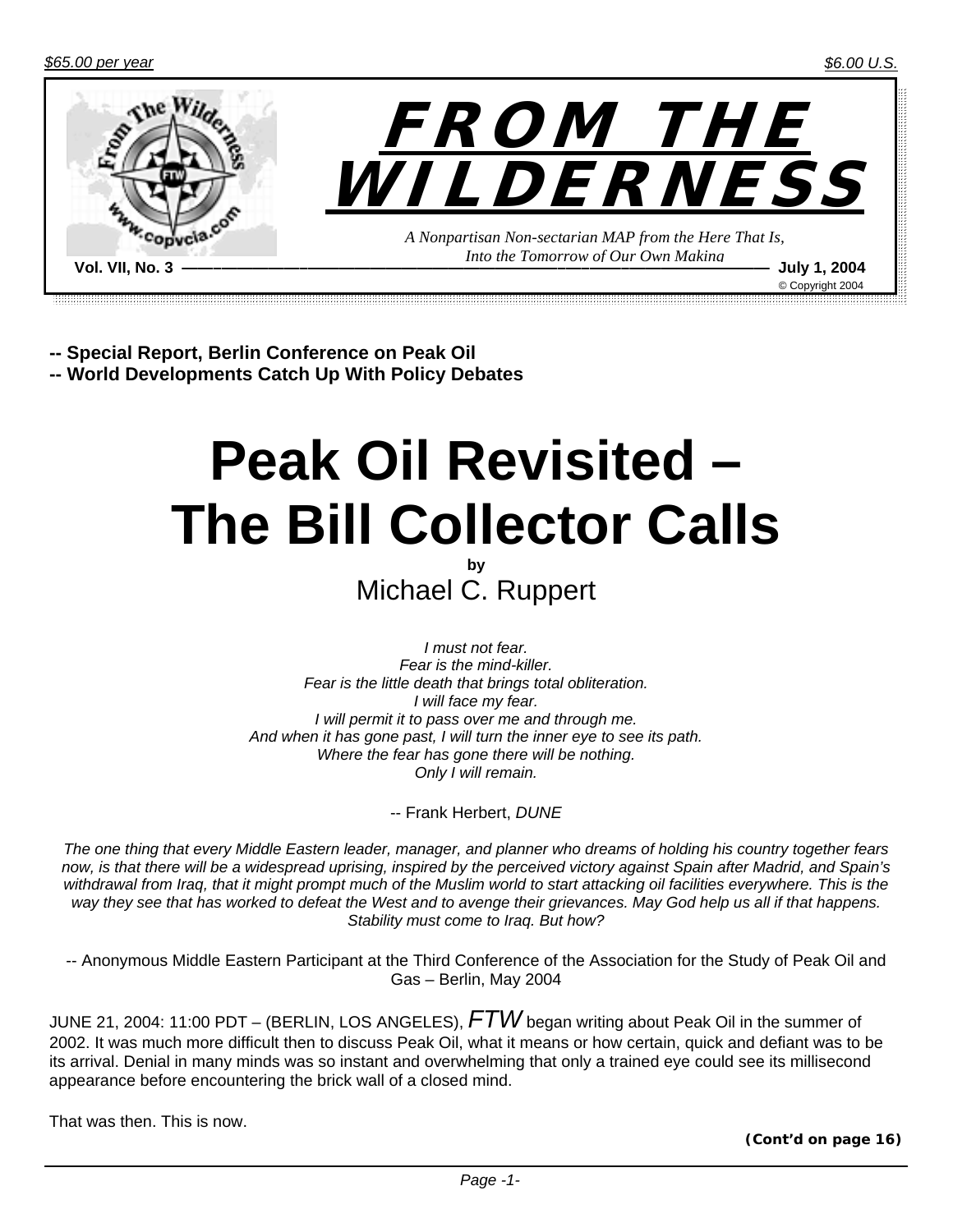$65.00 per year

$6.00 U.S.

# FROM THE WILDERNESS

*A Nonpartisan Non-sectarian MAP from the Here That Is, Into the Tomorrow of Our Own Making*

**Vol. VII, No. 3** — **July 1, 2004**

© Copyright 2004

**-- Special Report, Berlin Conference on Peak Oil**
**-- World Developments Catch Up With Policy Debates**

# Peak Oil Revisited – The Bill Collector Calls

**by**

Michael C. Ruppert

*I must not fear.*
*Fear is the mind-killer.*
*Fear is the little death that brings total obliteration.*
*I will face my fear.*
*I will permit it to pass over me and through me.*
*And when it has gone past, I will turn the inner eye to see its path.*
*Where the fear has gone there will be nothing.*
*Only I will remain.*

-- Frank Herbert, *DUNE*

*The one thing that every Middle Eastern leader, manager, and planner who dreams of holding his country together fears now, is that there will be a widespread uprising, inspired by the perceived victory against Spain after Madrid, and Spain's withdrawal from Iraq, that it might prompt much of the Muslim world to start attacking oil facilities everywhere. This is the way they see that has worked to defeat the West and to avenge their grievances. May God help us all if that happens. Stability must come to Iraq. But how?*

-- Anonymous Middle Eastern Participant at the Third Conference of the Association for the Study of Peak Oil and Gas – Berlin, May 2004

JUNE 21, 2004: 11:00 PDT – (BERLIN, LOS ANGELES), *FTW* began writing about Peak Oil in the summer of 2002. It was much more difficult then to discuss Peak Oil, what it means or how certain, quick and defiant was to be its arrival. Denial in many minds was so instant and overwhelming that only a trained eye could see its millisecond appearance before encountering the brick wall of a closed mind.

That was then. This is now.

**(Cont'd on page 16)**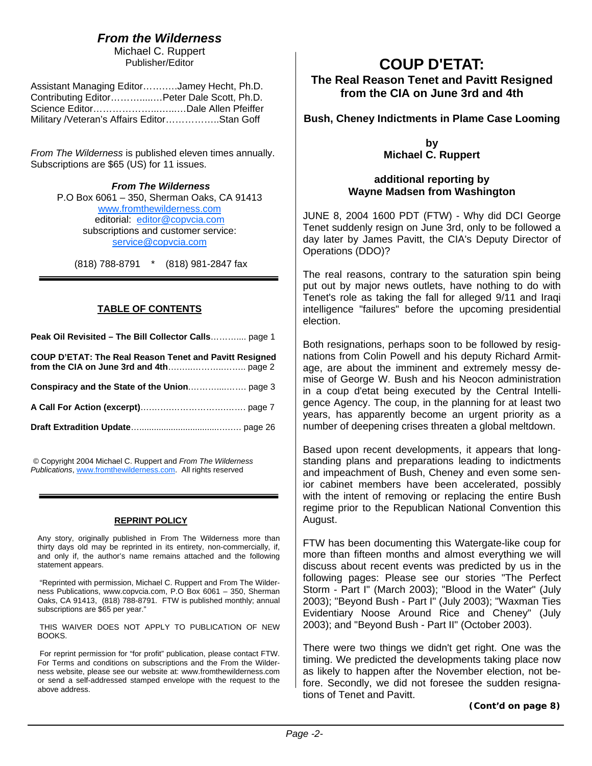## *From the Wilderness*

Michael C. Ruppert
Publisher/Editor

Assistant Managing Editor………..Jamey Hecht, Ph.D.
Contributing Editor…………..….Peter Dale Scott, Ph.D.
Science Editor……………….…..…Dale Allen Pfeiffer
Military /Veteran's Affairs Editor……………..Stan Goff

*From The Wilderness* is published eleven times annually. Subscriptions are $65 (US) for 11 issues.

***From The Wilderness***
P.O Box 6061 – 350, Sherman Oaks, CA 91413
www.fromthewilderness.com
editorial: editor@copvcia.com
subscriptions and customer service:
service@copvcia.com

(818) 788-8791 * (818) 981-2847 fax

---

### TABLE OF CONTENTS

**Peak Oil Revisited – The Bill Collector Calls**………... page 1

**COUP D'ETAT: The Real Reason Tenet and Pavitt Resigned from the CIA on June 3rd and 4th**……….………..…….. page 2

**Conspiracy and the State of the Union**………...……. page 3

**A Call For Action (excerpt)**………………………………. page 7

**Draft Extradition Update**……………………………….…… page 26

© Copyright 2004 Michael C. Ruppert and *From The Wilderness Publications*, www.fromthewilderness.com. All rights reserved

---

### REPRINT POLICY

Any story, originally published in From The Wilderness more than thirty days old may be reprinted in its entirety, non-commercially, if, and only if, the author's name remains attached and the following statement appears.

"Reprinted with permission, Michael C. Ruppert and From The Wilderness Publications, www.copvcia.com, P.O Box 6061 – 350, Sherman Oaks, CA 91413, (818) 788-8791. FTW is published monthly; annual subscriptions are $65 per year."

THIS WAIVER DOES NOT APPLY TO PUBLICATION OF NEW BOOKS.

For reprint permission for "for profit" publication, please contact FTW. For Terms and conditions on subscriptions and the From the Wilderness website, please see our website at: www.fromthewilderness.com or send a self-addressed stamped envelope with the request to the above address.

# COUP D'ETAT:

## The Real Reason Tenet and Pavitt Resigned from the CIA on June 3rd and 4th

### Bush, Cheney Indictments in Plame Case Looming

**by**
**Michael C. Ruppert**

**additional reporting by**
**Wayne Madsen from Washington**

JUNE 8, 2004 1600 PDT (FTW) - Why did DCI George Tenet suddenly resign on June 3rd, only to be followed a day later by James Pavitt, the CIA's Deputy Director of Operations (DDO)?

The real reasons, contrary to the saturation spin being put out by major news outlets, have nothing to do with Tenet's role as taking the fall for alleged 9/11 and Iraqi intelligence "failures" before the upcoming presidential election.

Both resignations, perhaps soon to be followed by resignations from Colin Powell and his deputy Richard Armitage, are about the imminent and extremely messy demise of George W. Bush and his Neocon administration in a coup d'etat being executed by the Central Intelligence Agency. The coup, in the planning for at least two years, has apparently become an urgent priority as a number of deepening crises threaten a global meltdown.

Based upon recent developments, it appears that long-standing plans and preparations leading to indictments and impeachment of Bush, Cheney and even some senior cabinet members have been accelerated, possibly with the intent of removing or replacing the entire Bush regime prior to the Republican National Convention this August.

FTW has been documenting this Watergate-like coup for more than fifteen months and almost everything we will discuss about recent events was predicted by us in the following pages: Please see our stories "The Perfect Storm - Part I" (March 2003); "Blood in the Water" (July 2003); "Beyond Bush - Part I" (July 2003); "Waxman Ties Evidentiary Noose Around Rice and Cheney" (July 2003); and "Beyond Bush - Part II" (October 2003).

There were two things we didn't get right. One was the timing. We predicted the developments taking place now as likely to happen after the November election, not before. Secondly, we did not foresee the sudden resignations of Tenet and Pavitt.

**(Cont'd on page 8)**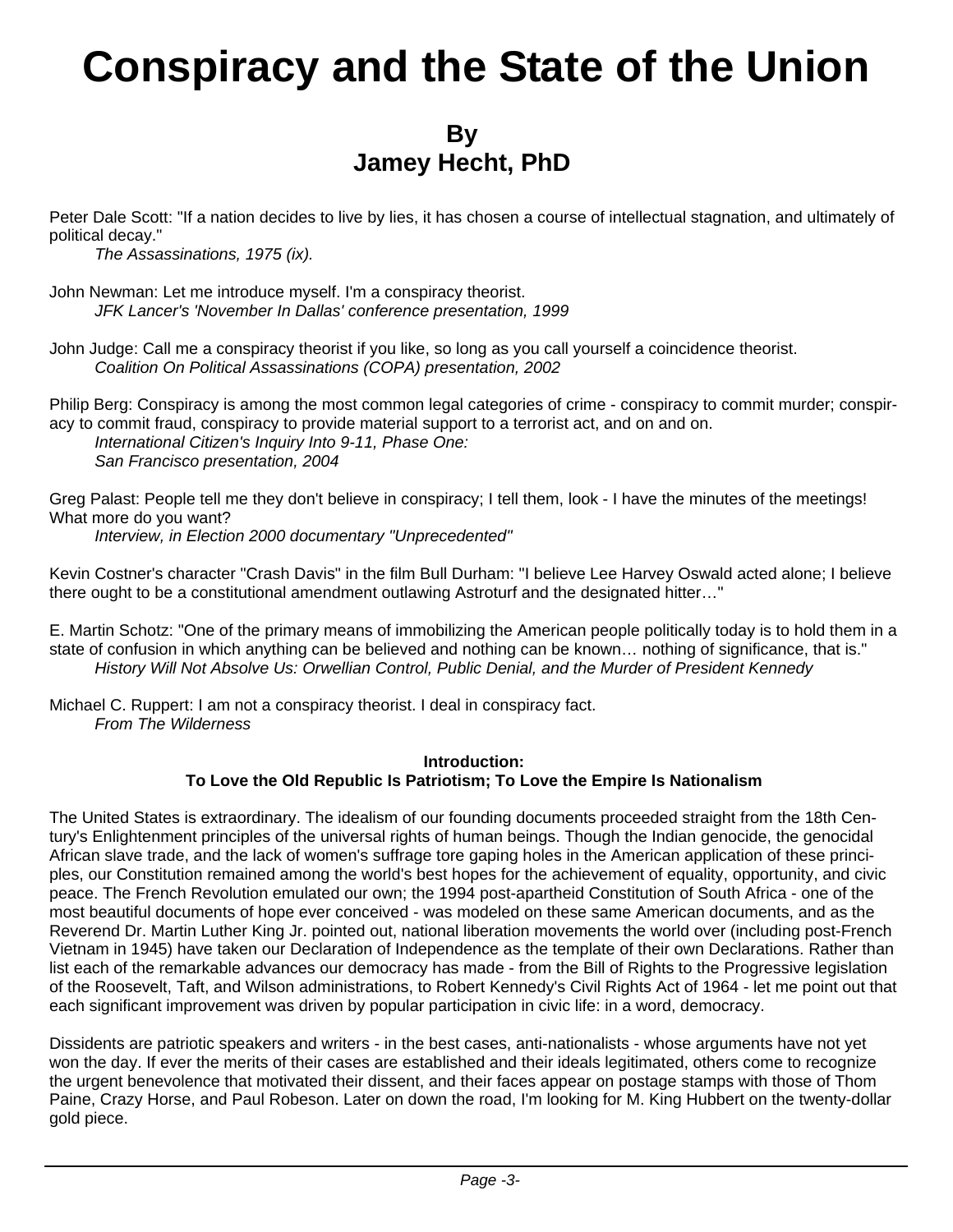# Conspiracy and the State of the Union

## By
## Jamey Hecht, PhD

Peter Dale Scott: "If a nation decides to live by lies, it has chosen a course of intellectual stagnation, and ultimately of political decay."
*The Assassinations, 1975 (ix).*

John Newman: Let me introduce myself. I'm a conspiracy theorist.
*JFK Lancer's 'November In Dallas' conference presentation, 1999*

John Judge: Call me a conspiracy theorist if you like, so long as you call yourself a coincidence theorist.
*Coalition On Political Assassinations (COPA) presentation, 2002*

Philip Berg: Conspiracy is among the most common legal categories of crime - conspiracy to commit murder; conspiracy to commit fraud, conspiracy to provide material support to a terrorist act, and on and on.
*International Citizen's Inquiry Into 9-11, Phase One:*
*San Francisco presentation, 2004*

Greg Palast: People tell me they don't believe in conspiracy; I tell them, look - I have the minutes of the meetings! What more do you want?
*Interview, in Election 2000 documentary "Unprecedented"*

Kevin Costner's character "Crash Davis" in the film Bull Durham: "I believe Lee Harvey Oswald acted alone; I believe there ought to be a constitutional amendment outlawing Astroturf and the designated hitter…"

E. Martin Schotz: "One of the primary means of immobilizing the American people politically today is to hold them in a state of confusion in which anything can be believed and nothing can be known… nothing of significance, that is."
*History Will Not Absolve Us: Orwellian Control, Public Denial, and the Murder of President Kennedy*

Michael C. Ruppert: I am not a conspiracy theorist. I deal in conspiracy fact.
*From The Wilderness*

**Introduction:**
**To Love the Old Republic Is Patriotism; To Love the Empire Is Nationalism**

The United States is extraordinary. The idealism of our founding documents proceeded straight from the 18th Century's Enlightenment principles of the universal rights of human beings. Though the Indian genocide, the genocidal African slave trade, and the lack of women's suffrage tore gaping holes in the American application of these principles, our Constitution remained among the world's best hopes for the achievement of equality, opportunity, and civic peace. The French Revolution emulated our own; the 1994 post-apartheid Constitution of South Africa - one of the most beautiful documents of hope ever conceived - was modeled on these same American documents, and as the Reverend Dr. Martin Luther King Jr. pointed out, national liberation movements the world over (including post-French Vietnam in 1945) have taken our Declaration of Independence as the template of their own Declarations. Rather than list each of the remarkable advances our democracy has made - from the Bill of Rights to the Progressive legislation of the Roosevelt, Taft, and Wilson administrations, to Robert Kennedy's Civil Rights Act of 1964 - let me point out that each significant improvement was driven by popular participation in civic life: in a word, democracy.

Dissidents are patriotic speakers and writers - in the best cases, anti-nationalists - whose arguments have not yet won the day. If ever the merits of their cases are established and their ideals legitimated, others come to recognize the urgent benevolence that motivated their dissent, and their faces appear on postage stamps with those of Thom Paine, Crazy Horse, and Paul Robeson. Later on down the road, I'm looking for M. King Hubbert on the twenty-dollar gold piece.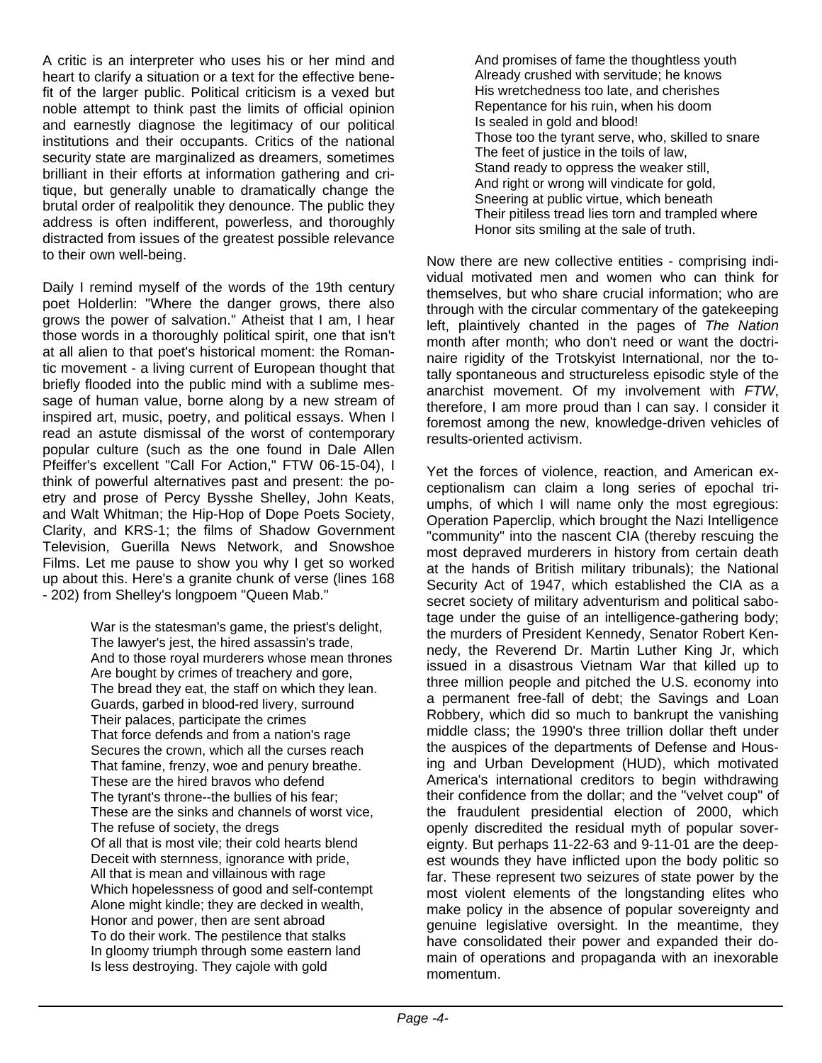A critic is an interpreter who uses his or her mind and heart to clarify a situation or a text for the effective benefit of the larger public. Political criticism is a vexed but noble attempt to think past the limits of official opinion and earnestly diagnose the legitimacy of our political institutions and their occupants. Critics of the national security state are marginalized as dreamers, sometimes brilliant in their efforts at information gathering and critique, but generally unable to dramatically change the brutal order of realpolitik they denounce. The public they address is often indifferent, powerless, and thoroughly distracted from issues of the greatest possible relevance to their own well-being.

Daily I remind myself of the words of the 19th century poet Holderlin: "Where the danger grows, there also grows the power of salvation." Atheist that I am, I hear those words in a thoroughly political spirit, one that isn't at all alien to that poet's historical moment: the Romantic movement - a living current of European thought that briefly flooded into the public mind with a sublime message of human value, borne along by a new stream of inspired art, music, poetry, and political essays. When I read an astute dismissal of the worst of contemporary popular culture (such as the one found in Dale Allen Pfeiffer's excellent "Call For Action," FTW 06-15-04), I think of powerful alternatives past and present: the poetry and prose of Percy Bysshe Shelley, John Keats, and Walt Whitman; the Hip-Hop of Dope Poets Society, Clarity, and KRS-1; the films of Shadow Government Television, Guerilla News Network, and Snowshoe Films. Let me pause to show you why I get so worked up about this. Here's a granite chunk of verse (lines 168 - 202) from Shelley's longpoem "Queen Mab."

> War is the statesman's game, the priest's delight,
> The lawyer's jest, the hired assassin's trade,
> And to those royal murderers whose mean thrones
> Are bought by crimes of treachery and gore,
> The bread they eat, the staff on which they lean.
> Guards, garbed in blood-red livery, surround
> Their palaces, participate the crimes
> That force defends and from a nation's rage
> Secures the crown, which all the curses reach
> That famine, frenzy, woe and penury breathe.
> These are the hired bravos who defend
> The tyrant's throne--the bullies of his fear;
> These are the sinks and channels of worst vice,
> The refuse of society, the dregs
> Of all that is most vile; their cold hearts blend
> Deceit with sternness, ignorance with pride,
> All that is mean and villainous with rage
> Which hopelessness of good and self-contempt
> Alone might kindle; they are decked in wealth,
> Honor and power, then are sent abroad
> To do their work. The pestilence that stalks
> In gloomy triumph through some eastern land
> Is less destroying. They cajole with gold
> And promises of fame the thoughtless youth
> Already crushed with servitude; he knows
> His wretchedness too late, and cherishes
> Repentance for his ruin, when his doom
> Is sealed in gold and blood!
> Those too the tyrant serve, who, skilled to snare
> The feet of justice in the toils of law,
> Stand ready to oppress the weaker still,
> And right or wrong will vindicate for gold,
> Sneering at public virtue, which beneath
> Their pitiless tread lies torn and trampled where
> Honor sits smiling at the sale of truth.

Now there are new collective entities - comprising individual motivated men and women who can think for themselves, but who share crucial information; who are through with the circular commentary of the gatekeeping left, plaintively chanted in the pages of *The Nation* month after month; who don't need or want the doctrinaire rigidity of the Trotskyist International, nor the totally spontaneous and structureless episodic style of the anarchist movement. Of my involvement with *FTW*, therefore, I am more proud than I can say. I consider it foremost among the new, knowledge-driven vehicles of results-oriented activism.

Yet the forces of violence, reaction, and American exceptionalism can claim a long series of epochal triumphs, of which I will name only the most egregious: Operation Paperclip, which brought the Nazi Intelligence "community" into the nascent CIA (thereby rescuing the most depraved murderers in history from certain death at the hands of British military tribunals); the National Security Act of 1947, which established the CIA as a secret society of military adventurism and political sabotage under the guise of an intelligence-gathering body; the murders of President Kennedy, Senator Robert Kennedy, the Reverend Dr. Martin Luther King Jr, which issued in a disastrous Vietnam War that killed up to three million people and pitched the U.S. economy into a permanent free-fall of debt; the Savings and Loan Robbery, which did so much to bankrupt the vanishing middle class; the 1990's three trillion dollar theft under the auspices of the departments of Defense and Housing and Urban Development (HUD), which motivated America's international creditors to begin withdrawing their confidence from the dollar; and the "velvet coup" of the fraudulent presidential election of 2000, which openly discredited the residual myth of popular sovereignty. But perhaps 11-22-63 and 9-11-01 are the deepest wounds they have inflicted upon the body politic so far. These represent two seizures of state power by the most violent elements of the longstanding elites who make policy in the absence of popular sovereignty and genuine legislative oversight. In the meantime, they have consolidated their power and expanded their domain of operations and propaganda with an inexorable momentum.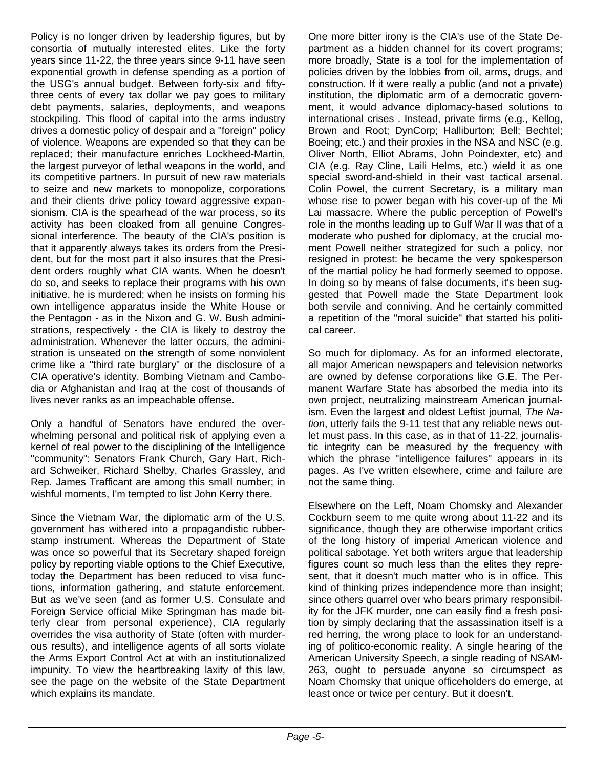Policy is no longer driven by leadership figures, but by consortia of mutually interested elites. Like the forty years since 11-22, the three years since 9-11 have seen exponential growth in defense spending as a portion of the USG's annual budget. Between forty-six and fifty-three cents of every tax dollar we pay goes to military debt payments, salaries, deployments, and weapons stockpiling. This flood of capital into the arms industry drives a domestic policy of despair and a "foreign" policy of violence. Weapons are expended so that they can be replaced; their manufacture enriches Lockheed-Martin, the largest purveyor of lethal weapons in the world, and its competitive partners. In pursuit of new raw materials to seize and new markets to monopolize, corporations and their clients drive policy toward aggressive expansionism. CIA is the spearhead of the war process, so its activity has been cloaked from all genuine Congressional interference. The beauty of the CIA's position is that it apparently always takes its orders from the President, but for the most part it also insures that the President orders roughly what CIA wants. When he doesn't do so, and seeks to replace their programs with his own initiative, he is murdered; when he insists on forming his own intelligence apparatus inside the White House or the Pentagon - as in the Nixon and G. W. Bush administrations, respectively - the CIA is likely to destroy the administration. Whenever the latter occurs, the administration is unseated on the strength of some nonviolent crime like a "third rate burglary" or the disclosure of a CIA operative's identity. Bombing Vietnam and Cambodia or Afghanistan and Iraq at the cost of thousands of lives never ranks as an impeachable offense.

Only a handful of Senators have endured the overwhelming personal and political risk of applying even a kernel of real power to the disciplining of the Intelligence "community": Senators Frank Church, Gary Hart, Richard Schweiker, Richard Shelby, Charles Grassley, and Rep. James Trafficant are among this small number; in wishful moments, I'm tempted to list John Kerry there.

Since the Vietnam War, the diplomatic arm of the U.S. government has withered into a propagandistic rubber-stamp instrument. Whereas the Department of State was once so powerful that its Secretary shaped foreign policy by reporting viable options to the Chief Executive, today the Department has been reduced to visa functions, information gathering, and statute enforcement. But as we've seen (and as former U.S. Consulate and Foreign Service official Mike Springman has made bitterly clear from personal experience), CIA regularly overrides the visa authority of State (often with murderous results), and intelligence agents of all sorts violate the Arms Export Control Act at with an institutionalized impunity. To view the heartbreaking laxity of this law, see the page on the website of the State Department which explains its mandate.

One more bitter irony is the CIA's use of the State Department as a hidden channel for its covert programs; more broadly, State is a tool for the implementation of policies driven by the lobbies from oil, arms, drugs, and construction. If it were really a public (and not a private) institution, the diplomatic arm of a democratic government, it would advance diplomacy-based solutions to international crises . Instead, private firms (e.g., Kellog, Brown and Root; DynCorp; Halliburton; Bell; Bechtel; Boeing; etc.) and their proxies in the NSA and NSC (e.g. Oliver North, Elliot Abrams, John Poindexter, etc) and CIA (e.g. Ray Cline, Laili Helms, etc.) wield it as one special sword-and-shield in their vast tactical arsenal. Colin Powel, the current Secretary, is a military man whose rise to power began with his cover-up of the Mi Lai massacre. Where the public perception of Powell's role in the months leading up to Gulf War II was that of a moderate who pushed for diplomacy, at the crucial moment Powell neither strategized for such a policy, nor resigned in protest: he became the very spokesperson of the martial policy he had formerly seemed to oppose. In doing so by means of false documents, it's been suggested that Powell made the State Department look both servile and conniving. And he certainly committed a repetition of the "moral suicide" that started his political career.

So much for diplomacy. As for an informed electorate, all major American newspapers and television networks are owned by defense corporations like G.E. The Permanent Warfare State has absorbed the media into its own project, neutralizing mainstream American journalism. Even the largest and oldest Leftist journal, *The Nation*, utterly fails the 9-11 test that any reliable news outlet must pass. In this case, as in that of 11-22, journalistic integrity can be measured by the frequency with which the phrase "intelligence failures" appears in its pages. As I've written elsewhere, crime and failure are not the same thing.

Elsewhere on the Left, Noam Chomsky and Alexander Cockburn seem to me quite wrong about 11-22 and its significance, though they are otherwise important critics of the long history of imperial American violence and political sabotage. Yet both writers argue that leadership figures count so much less than the elites they represent, that it doesn't much matter who is in office. This kind of thinking prizes independence more than insight; since others quarrel over who bears primary responsibility for the JFK murder, one can easily find a fresh position by simply declaring that the assassination itself is a red herring, the wrong place to look for an understanding of politico-economic reality. A single hearing of the American University Speech, a single reading of NSAM-263, ought to persuade anyone so circumspect as Noam Chomsky that unique officeholders do emerge, at least once or twice per century. But it doesn't.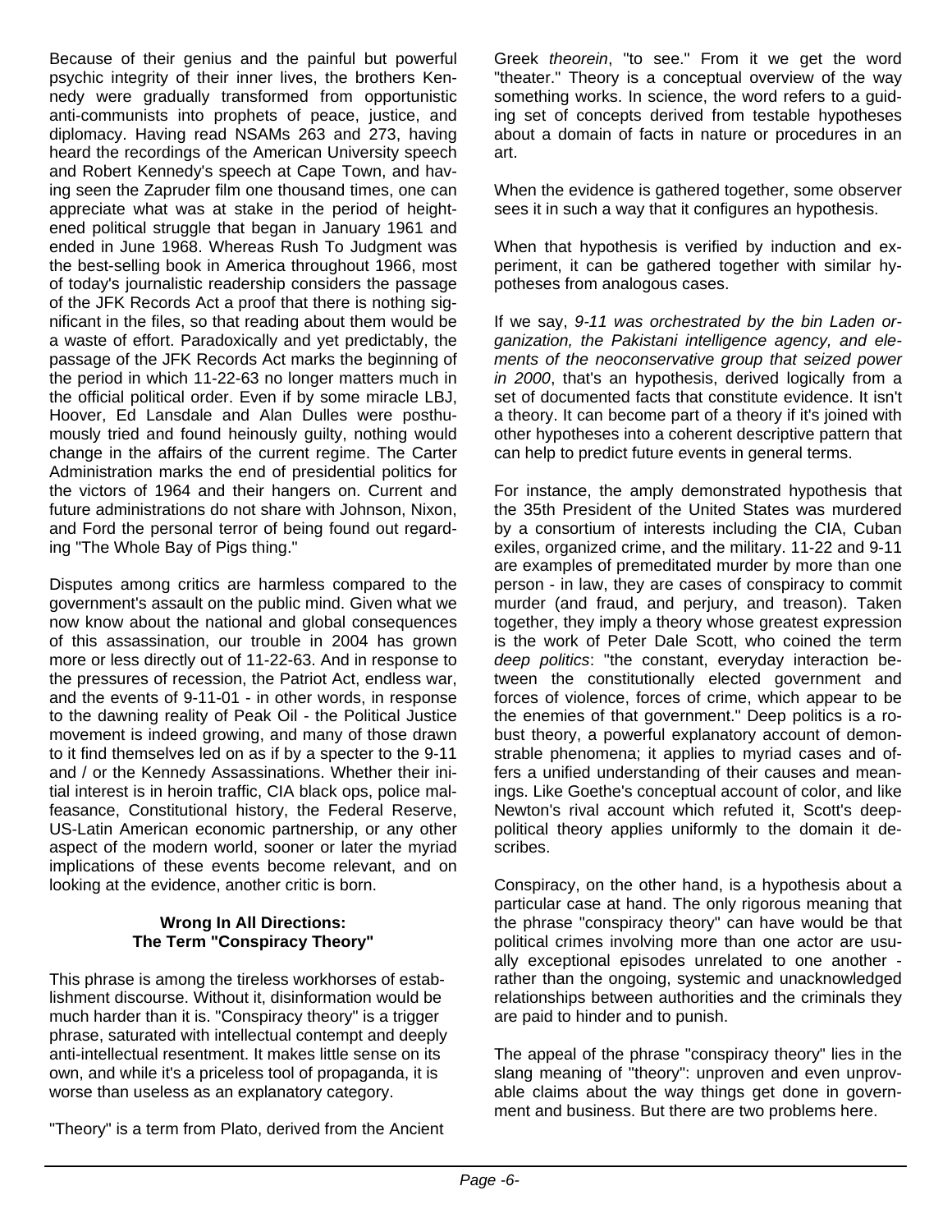Because of their genius and the painful but powerful psychic integrity of their inner lives, the brothers Kennedy were gradually transformed from opportunistic anti-communists into prophets of peace, justice, and diplomacy. Having read NSAMs 263 and 273, having heard the recordings of the American University speech and Robert Kennedy's speech at Cape Town, and having seen the Zapruder film one thousand times, one can appreciate what was at stake in the period of heightened political struggle that began in January 1961 and ended in June 1968. Whereas Rush To Judgment was the best-selling book in America throughout 1966, most of today's journalistic readership considers the passage of the JFK Records Act a proof that there is nothing significant in the files, so that reading about them would be a waste of effort. Paradoxically and yet predictably, the passage of the JFK Records Act marks the beginning of the period in which 11-22-63 no longer matters much in the official political order. Even if by some miracle LBJ, Hoover, Ed Lansdale and Alan Dulles were posthumously tried and found heinously guilty, nothing would change in the affairs of the current regime. The Carter Administration marks the end of presidential politics for the victors of 1964 and their hangers on. Current and future administrations do not share with Johnson, Nixon, and Ford the personal terror of being found out regarding "The Whole Bay of Pigs thing."

Disputes among critics are harmless compared to the government's assault on the public mind. Given what we now know about the national and global consequences of this assassination, our trouble in 2004 has grown more or less directly out of 11-22-63. And in response to the pressures of recession, the Patriot Act, endless war, and the events of 9-11-01 - in other words, in response to the dawning reality of Peak Oil - the Political Justice movement is indeed growing, and many of those drawn to it find themselves led on as if by a specter to the 9-11 and / or the Kennedy Assassinations. Whether their initial interest is in heroin traffic, CIA black ops, police malfeasance, Constitutional history, the Federal Reserve, US-Latin American economic partnership, or any other aspect of the modern world, sooner or later the myriad implications of these events become relevant, and on looking at the evidence, another critic is born.

### Wrong In All Directions: The Term "Conspiracy Theory"

This phrase is among the tireless workhorses of establishment discourse. Without it, disinformation would be much harder than it is. "Conspiracy theory" is a trigger phrase, saturated with intellectual contempt and deeply anti-intellectual resentment. It makes little sense on its own, and while it's a priceless tool of propaganda, it is worse than useless as an explanatory category.

"Theory" is a term from Plato, derived from the Ancient Greek *theorein*, "to see." From it we get the word "theater." Theory is a conceptual overview of the way something works. In science, the word refers to a guiding set of concepts derived from testable hypotheses about a domain of facts in nature or procedures in an art.

When the evidence is gathered together, some observer sees it in such a way that it configures an hypothesis.

When that hypothesis is verified by induction and experiment, it can be gathered together with similar hypotheses from analogous cases.

If we say, *9-11 was orchestrated by the bin Laden organization, the Pakistani intelligence agency, and elements of the neoconservative group that seized power in 2000*, that's an hypothesis, derived logically from a set of documented facts that constitute evidence. It isn't a theory. It can become part of a theory if it's joined with other hypotheses into a coherent descriptive pattern that can help to predict future events in general terms.

For instance, the amply demonstrated hypothesis that the 35th President of the United States was murdered by a consortium of interests including the CIA, Cuban exiles, organized crime, and the military. 11-22 and 9-11 are examples of premeditated murder by more than one person - in law, they are cases of conspiracy to commit murder (and fraud, and perjury, and treason). Taken together, they imply a theory whose greatest expression is the work of Peter Dale Scott, who coined the term *deep politics*: "the constant, everyday interaction between the constitutionally elected government and forces of violence, forces of crime, which appear to be the enemies of that government." Deep politics is a robust theory, a powerful explanatory account of demonstrable phenomena; it applies to myriad cases and offers a unified understanding of their causes and meanings. Like Goethe's conceptual account of color, and like Newton's rival account which refuted it, Scott's deep-political theory applies uniformly to the domain it describes.

Conspiracy, on the other hand, is a hypothesis about a particular case at hand. The only rigorous meaning that the phrase "conspiracy theory" can have would be that political crimes involving more than one actor are usually exceptional episodes unrelated to one another - rather than the ongoing, systemic and unacknowledged relationships between authorities and the criminals they are paid to hinder and to punish.

The appeal of the phrase "conspiracy theory" lies in the slang meaning of "theory": unproven and even unprovable claims about the way things get done in government and business. But there are two problems here.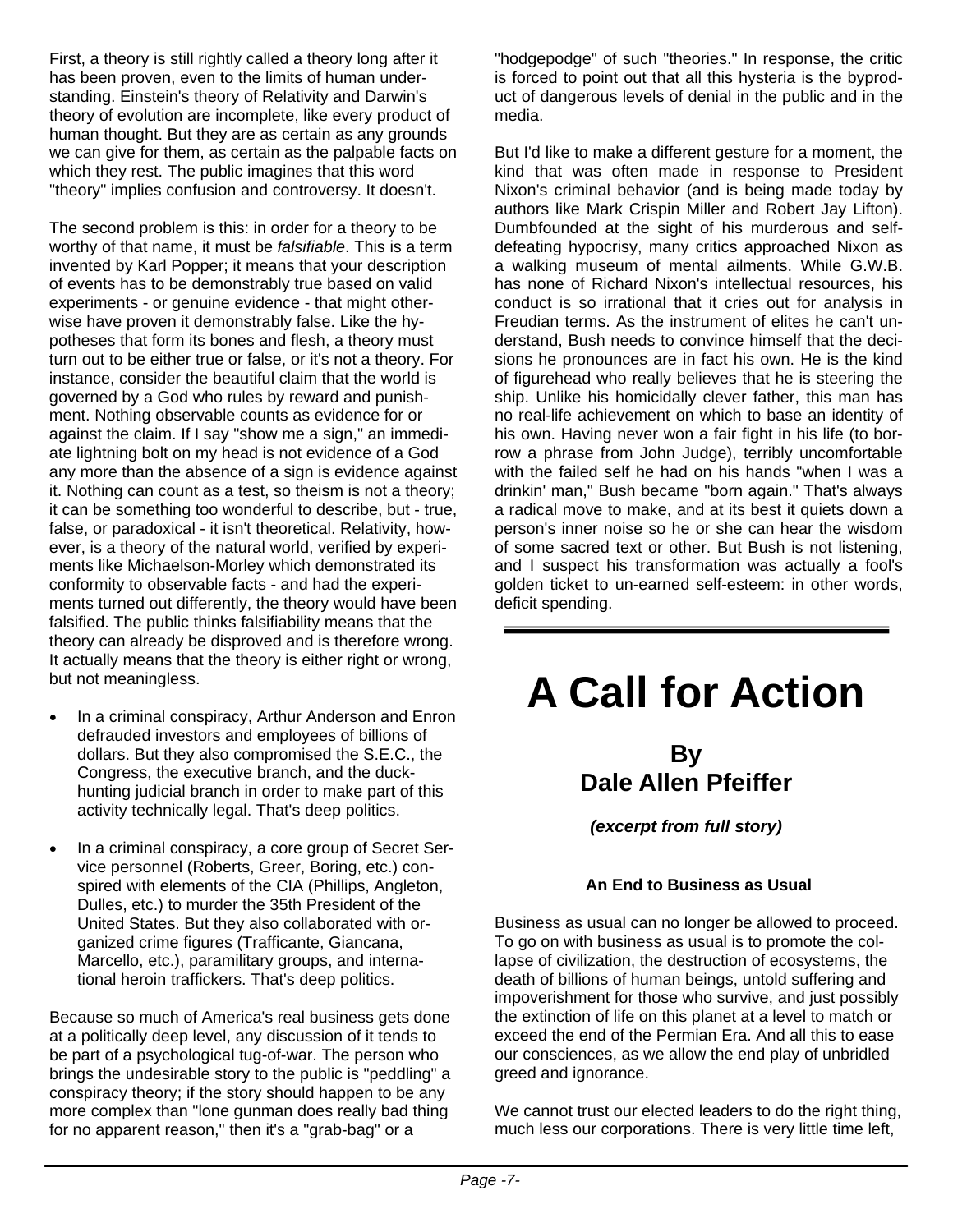First, a theory is still rightly called a theory long after it has been proven, even to the limits of human understanding. Einstein's theory of Relativity and Darwin's theory of evolution are incomplete, like every product of human thought. But they are as certain as any grounds we can give for them, as certain as the palpable facts on which they rest. The public imagines that this word "theory" implies confusion and controversy. It doesn't.

The second problem is this: in order for a theory to be worthy of that name, it must be *falsifiable*. This is a term invented by Karl Popper; it means that your description of events has to be demonstrably true based on valid experiments - or genuine evidence - that might otherwise have proven it demonstrably false. Like the hypotheses that form its bones and flesh, a theory must turn out to be either true or false, or it's not a theory. For instance, consider the beautiful claim that the world is governed by a God who rules by reward and punishment. Nothing observable counts as evidence for or against the claim. If I say "show me a sign," an immediate lightning bolt on my head is not evidence of a God any more than the absence of a sign is evidence against it. Nothing can count as a test, so theism is not a theory; it can be something too wonderful to describe, but - true, false, or paradoxical - it isn't theoretical. Relativity, however, is a theory of the natural world, verified by experiments like Michaelson-Morley which demonstrated its conformity to observable facts - and had the experiments turned out differently, the theory would have been falsified. The public thinks falsifiability means that the theory can already be disproved and is therefore wrong. It actually means that the theory is either right or wrong, but not meaningless.

- In a criminal conspiracy, Arthur Anderson and Enron defrauded investors and employees of billions of dollars. But they also compromised the S.E.C., the Congress, the executive branch, and the duck-hunting judicial branch in order to make part of this activity technically legal. That's deep politics.
- In a criminal conspiracy, a core group of Secret Service personnel (Roberts, Greer, Boring, etc.) conspired with elements of the CIA (Phillips, Angleton, Dulles, etc.) to murder the 35th President of the United States. But they also collaborated with organized crime figures (Trafficante, Giancana, Marcello, etc.), paramilitary groups, and international heroin traffickers. That's deep politics.

Because so much of America's real business gets done at a politically deep level, any discussion of it tends to be part of a psychological tug-of-war. The person who brings the undesirable story to the public is "peddling" a conspiracy theory; if the story should happen to be any more complex than "lone gunman does really bad thing for no apparent reason," then it's a "grab-bag" or a "hodgepodge" of such "theories." In response, the critic is forced to point out that all this hysteria is the byproduct of dangerous levels of denial in the public and in the media.

But I'd like to make a different gesture for a moment, the kind that was often made in response to President Nixon's criminal behavior (and is being made today by authors like Mark Crispin Miller and Robert Jay Lifton). Dumbfounded at the sight of his murderous and self-defeating hypocrisy, many critics approached Nixon as a walking museum of mental ailments. While G.W.B. has none of Richard Nixon's intellectual resources, his conduct is so irrational that it cries out for analysis in Freudian terms. As the instrument of elites he can't understand, Bush needs to convince himself that the decisions he pronounces are in fact his own. He is the kind of figurehead who really believes that he is steering the ship. Unlike his homicidally clever father, this man has no real-life achievement on which to base an identity of his own. Having never won a fair fight in his life (to borrow a phrase from John Judge), terribly uncomfortable with the failed self he had on his hands "when I was a drinkin' man," Bush became "born again." That's always a radical move to make, and at its best it quiets down a person's inner noise so he or she can hear the wisdom of some sacred text or other. But Bush is not listening, and I suspect his transformation was actually a fool's golden ticket to un-earned self-esteem: in other words, deficit spending.

# A Call for Action

## By Dale Allen Pfeiffer

***(excerpt from full story)***

### An End to Business as Usual

Business as usual can no longer be allowed to proceed. To go on with business as usual is to promote the collapse of civilization, the destruction of ecosystems, the death of billions of human beings, untold suffering and impoverishment for those who survive, and just possibly the extinction of life on this planet at a level to match or exceed the end of the Permian Era. And all this to ease our consciences, as we allow the end play of unbridled greed and ignorance.

We cannot trust our elected leaders to do the right thing, much less our corporations. There is very little time left,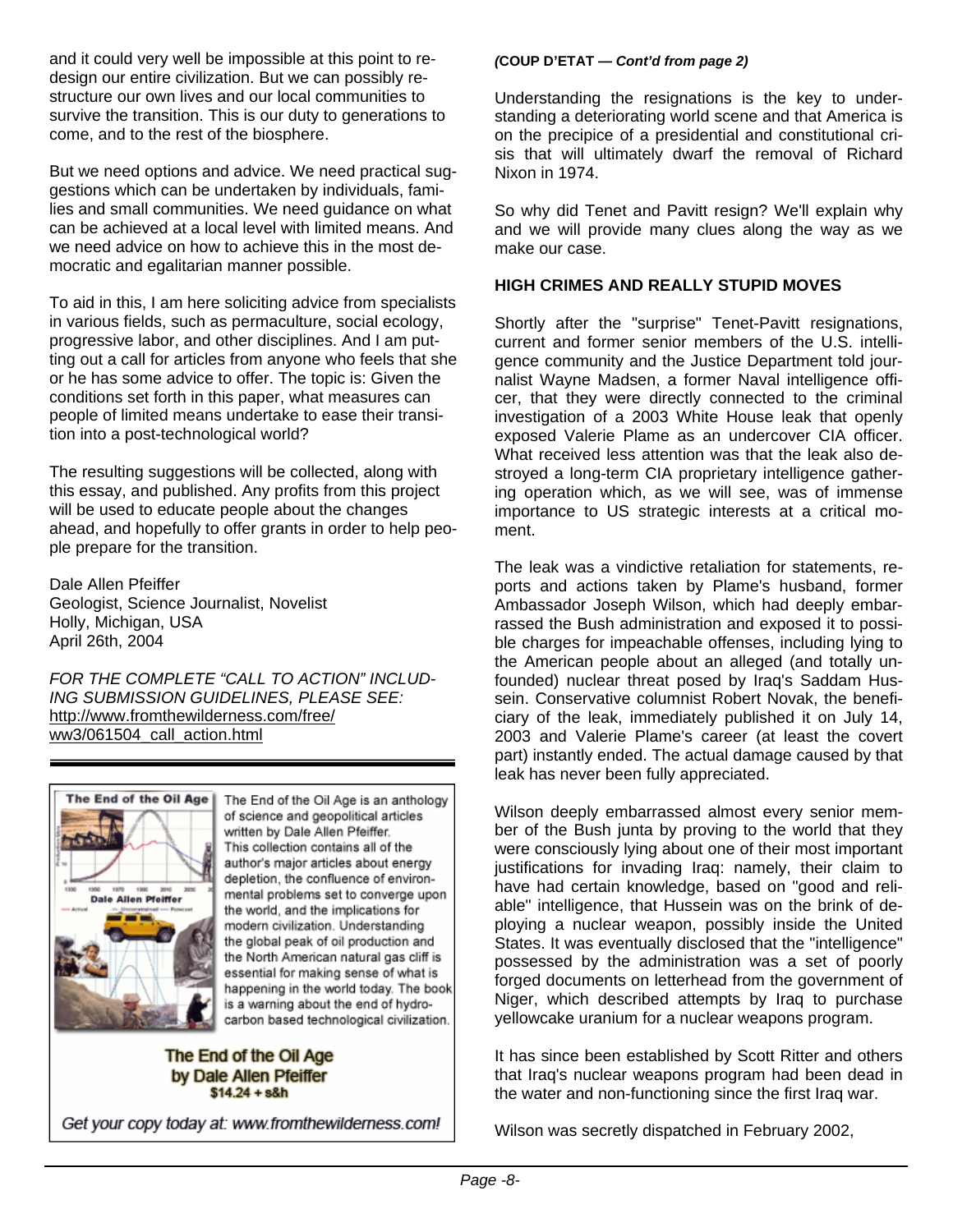and it could very well be impossible at this point to redesign our entire civilization. But we can possibly restructure our own lives and our local communities to survive the transition. This is our duty to generations to come, and to the rest of the biosphere.

But we need options and advice. We need practical suggestions which can be undertaken by individuals, families and small communities. We need guidance on what can be achieved at a local level with limited means. And we need advice on how to achieve this in the most democratic and egalitarian manner possible.

To aid in this, I am here soliciting advice from specialists in various fields, such as permaculture, social ecology, progressive labor, and other disciplines. And I am putting out a call for articles from anyone who feels that she or he has some advice to offer. The topic is: Given the conditions set forth in this paper, what measures can people of limited means undertake to ease their transition into a post-technological world?

The resulting suggestions will be collected, along with this essay, and published. Any profits from this project will be used to educate people about the changes ahead, and hopefully to offer grants in order to help people prepare for the transition.

Dale Allen Pfeiffer
Geologist, Science Journalist, Novelist
Holly, Michigan, USA
April 26th, 2004

*FOR THE COMPLETE "CALL TO ACTION" INCLUDING SUBMISSION GUIDELINES, PLEASE SEE:* http://www.fromthewilderness.com/free/ww3/061504_call_action.html

---

The End of the Oil Age is an anthology of science and geopolitical articles written by Dale Allen Pfeiffer. This collection contains all of the author's major articles about energy depletion, the confluence of environmental problems set to converge upon the world, and the implications for modern civilization. Understanding the global peak of oil production and the North American natural gas cliff is essential for making sense of what is happening in the world today. The book is a warning about the end of hydrocarbon based technological civilization.

**The End of the Oil Age**
**by Dale Allen Pfeiffer**
**$14.24 + s&h**

*Get your copy today at: www.fromthewilderness.com!*

---

***(COUP D'ETAT — Cont'd from page 2)***

Understanding the resignations is the key to understanding a deteriorating world scene and that America is on the precipice of a presidential and constitutional crisis that will ultimately dwarf the removal of Richard Nixon in 1974.

So why did Tenet and Pavitt resign? We'll explain why and we will provide many clues along the way as we make our case.

**HIGH CRIMES AND REALLY STUPID MOVES**

Shortly after the "surprise" Tenet-Pavitt resignations, current and former senior members of the U.S. intelligence community and the Justice Department told journalist Wayne Madsen, a former Naval intelligence officer, that they were directly connected to the criminal investigation of a 2003 White House leak that openly exposed Valerie Plame as an undercover CIA officer. What received less attention was that the leak also destroyed a long-term CIA proprietary intelligence gathering operation which, as we will see, was of immense importance to US strategic interests at a critical moment.

The leak was a vindictive retaliation for statements, reports and actions taken by Plame's husband, former Ambassador Joseph Wilson, which had deeply embarrassed the Bush administration and exposed it to possible charges for impeachable offenses, including lying to the American people about an alleged (and totally unfounded) nuclear threat posed by Iraq's Saddam Hussein. Conservative columnist Robert Novak, the beneficiary of the leak, immediately published it on July 14, 2003 and Valerie Plame's career (at least the covert part) instantly ended. The actual damage caused by that leak has never been fully appreciated.

Wilson deeply embarrassed almost every senior member of the Bush junta by proving to the world that they were consciously lying about one of their most important justifications for invading Iraq: namely, their claim to have had certain knowledge, based on "good and reliable" intelligence, that Hussein was on the brink of deploying a nuclear weapon, possibly inside the United States. It was eventually disclosed that the "intelligence" possessed by the administration was a set of poorly forged documents on letterhead from the government of Niger, which described attempts by Iraq to purchase yellowcake uranium for a nuclear weapons program.

It has since been established by Scott Ritter and others that Iraq's nuclear weapons program had been dead in the water and non-functioning since the first Iraq war.

Wilson was secretly dispatched in February 2002,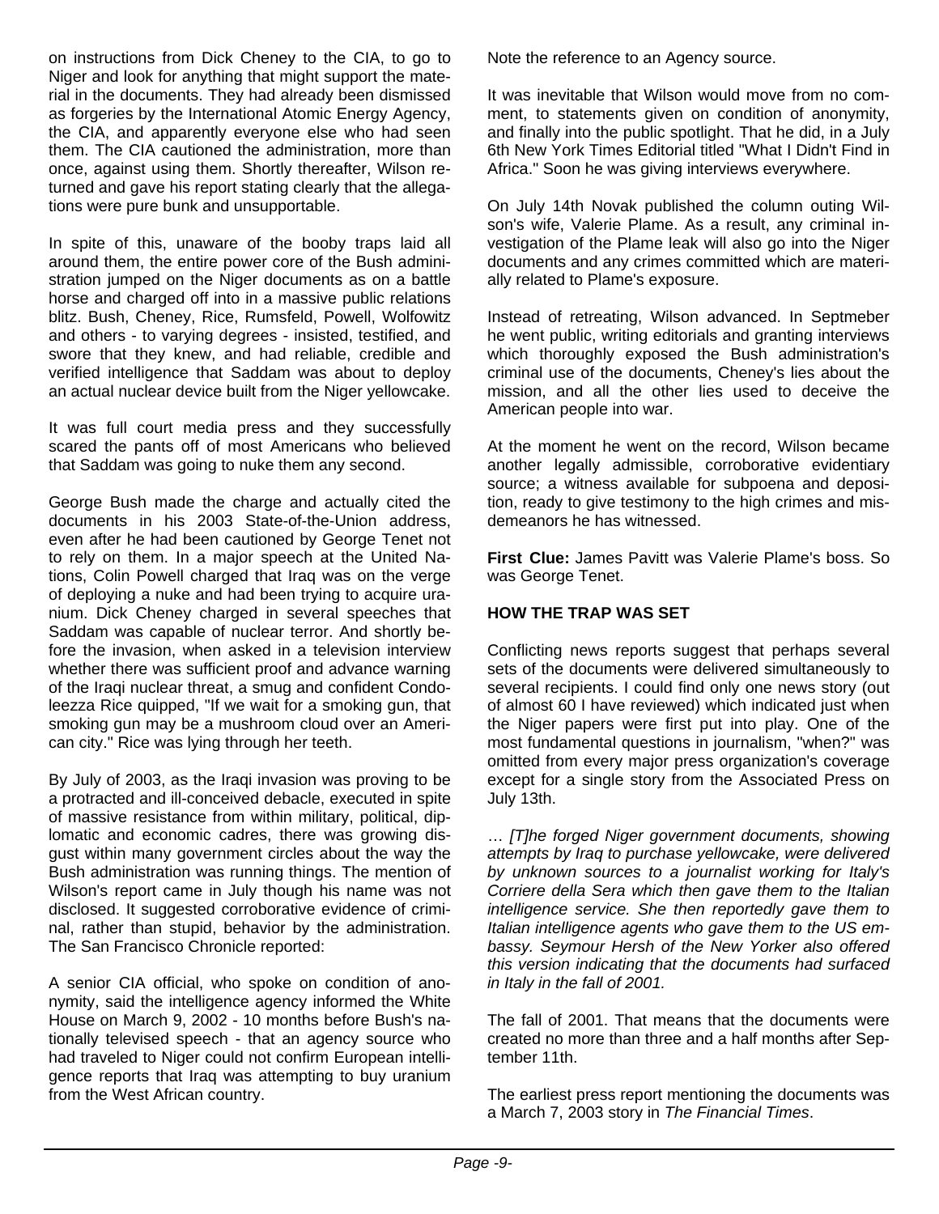on instructions from Dick Cheney to the CIA, to go to Niger and look for anything that might support the material in the documents. They had already been dismissed as forgeries by the International Atomic Energy Agency, the CIA, and apparently everyone else who had seen them. The CIA cautioned the administration, more than once, against using them. Shortly thereafter, Wilson returned and gave his report stating clearly that the allegations were pure bunk and unsupportable.

In spite of this, unaware of the booby traps laid all around them, the entire power core of the Bush administration jumped on the Niger documents as on a battle horse and charged off into a massive public relations blitz. Bush, Cheney, Rice, Rumsfeld, Powell, Wolfowitz and others - to varying degrees - insisted, testified, and swore that they knew, and had reliable, credible and verified intelligence that Saddam was about to deploy an actual nuclear device built from the Niger yellowcake.

It was full court media press and they successfully scared the pants off of most Americans who believed that Saddam was going to nuke them any second.

George Bush made the charge and actually cited the documents in his 2003 State-of-the-Union address, even after he had been cautioned by George Tenet not to rely on them. In a major speech at the United Nations, Colin Powell charged that Iraq was on the verge of deploying a nuke and had been trying to acquire uranium. Dick Cheney charged in several speeches that Saddam was capable of nuclear terror. And shortly before the invasion, when asked in a television interview whether there was sufficient proof and advance warning of the Iraqi nuclear threat, a smug and confident Condoleezza Rice quipped, "If we wait for a smoking gun, that smoking gun may be a mushroom cloud over an American city." Rice was lying through her teeth.

By July of 2003, as the Iraqi invasion was proving to be a protracted and ill-conceived debacle, executed in spite of massive resistance from within military, political, diplomatic and economic cadres, there was growing disgust within many government circles about the way the Bush administration was running things. The mention of Wilson's report came in July though his name was not disclosed. It suggested corroborative evidence of criminal, rather than stupid, behavior by the administration. The San Francisco Chronicle reported:

A senior CIA official, who spoke on condition of anonymity, said the intelligence agency informed the White House on March 9, 2002 - 10 months before Bush's nationally televised speech - that an agency source who had traveled to Niger could not confirm European intelligence reports that Iraq was attempting to buy uranium from the West African country.

Note the reference to an Agency source.

It was inevitable that Wilson would move from no comment, to statements given on condition of anonymity, and finally into the public spotlight. That he did, in a July 6th New York Times Editorial titled "What I Didn't Find in Africa." Soon he was giving interviews everywhere.

On July 14th Novak published the column outing Wilson's wife, Valerie Plame. As a result, any criminal investigation of the Plame leak will also go into the Niger documents and any crimes committed which are materially related to Plame's exposure.

Instead of retreating, Wilson advanced. In Septmeber he went public, writing editorials and granting interviews which thoroughly exposed the Bush administration's criminal use of the documents, Cheney's lies about the mission, and all the other lies used to deceive the American people into war.

At the moment he went on the record, Wilson became another legally admissible, corroborative evidentiary source; a witness available for subpoena and deposition, ready to give testimony to the high crimes and misdemeanors he has witnessed.

**First Clue:** James Pavitt was Valerie Plame's boss. So was George Tenet.

**HOW THE TRAP WAS SET**

Conflicting news reports suggest that perhaps several sets of the documents were delivered simultaneously to several recipients. I could find only one news story (out of almost 60 I have reviewed) which indicated just when the Niger papers were first put into play. One of the most fundamental questions in journalism, "when?" was omitted from every major press organization's coverage except for a single story from the Associated Press on July 13th.

… *[T]he forged Niger government documents, showing attempts by Iraq to purchase yellowcake, were delivered by unknown sources to a journalist working for Italy's Corriere della Sera which then gave them to the Italian intelligence service. She then reportedly gave them to Italian intelligence agents who gave them to the US embassy. Seymour Hersh of the New Yorker also offered this version indicating that the documents had surfaced in Italy in the fall of 2001.*

The fall of 2001. That means that the documents were created no more than three and a half months after September 11th.

The earliest press report mentioning the documents was a March 7, 2003 story in *The Financial Times*.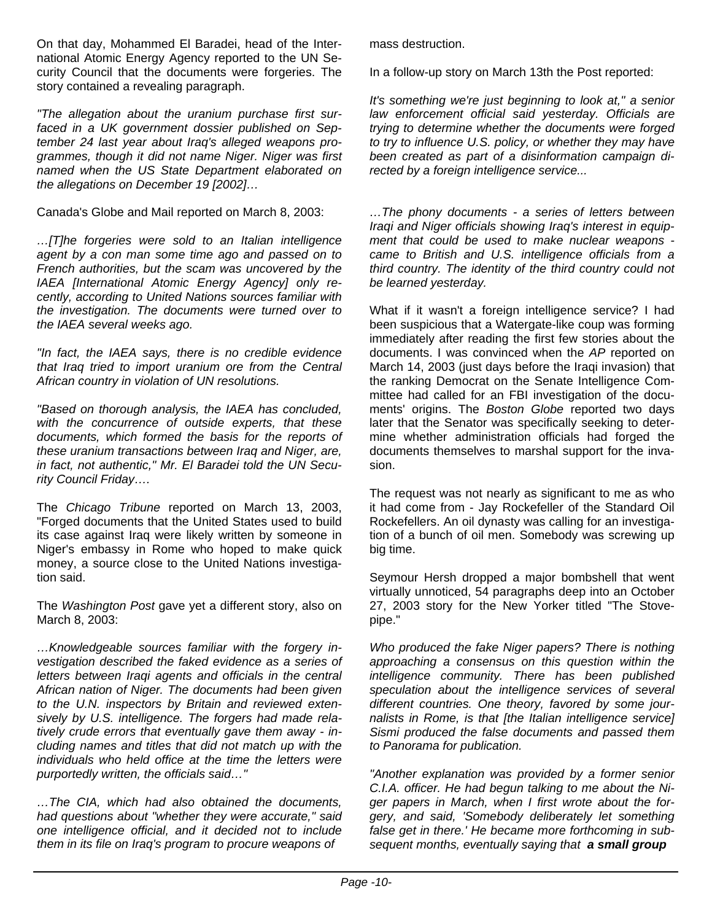On that day, Mohammed El Baradei, head of the International Atomic Energy Agency reported to the UN Security Council that the documents were forgeries. The story contained a revealing paragraph.

*"The allegation about the uranium purchase first surfaced in a UK government dossier published on September 24 last year about Iraq's alleged weapons programmes, though it did not name Niger. Niger was first named when the US State Department elaborated on the allegations on December 19 [2002]…*

Canada's Globe and Mail reported on March 8, 2003:

*…[T]he forgeries were sold to an Italian intelligence agent by a con man some time ago and passed on to French authorities, but the scam was uncovered by the IAEA [International Atomic Energy Agency] only recently, according to United Nations sources familiar with the investigation. The documents were turned over to the IAEA several weeks ago.*

*"In fact, the IAEA says, there is no credible evidence that Iraq tried to import uranium ore from the Central African country in violation of UN resolutions.*

*"Based on thorough analysis, the IAEA has concluded, with the concurrence of outside experts, that these documents, which formed the basis for the reports of these uranium transactions between Iraq and Niger, are, in fact, not authentic," Mr. El Baradei told the UN Security Council Friday….*

The *Chicago Tribune* reported on March 13, 2003, "Forged documents that the United States used to build its case against Iraq were likely written by someone in Niger's embassy in Rome who hoped to make quick money, a source close to the United Nations investigation said.

The *Washington Post* gave yet a different story, also on March 8, 2003:

*…Knowledgeable sources familiar with the forgery investigation described the faked evidence as a series of letters between Iraqi agents and officials in the central African nation of Niger. The documents had been given to the U.N. inspectors by Britain and reviewed extensively by U.S. intelligence. The forgers had made relatively crude errors that eventually gave them away - including names and titles that did not match up with the individuals who held office at the time the letters were purportedly written, the officials said…"*

*…The CIA, which had also obtained the documents, had questions about "whether they were accurate," said one intelligence official, and it decided not to include them in its file on Iraq's program to procure weapons of mass destruction.*

In a follow-up story on March 13th the Post reported:

*It's something we're just beginning to look at," a senior law enforcement official said yesterday. Officials are trying to determine whether the documents were forged to try to influence U.S. policy, or whether they may have been created as part of a disinformation campaign directed by a foreign intelligence service...*

*…The phony documents - a series of letters between Iraqi and Niger officials showing Iraq's interest in equipment that could be used to make nuclear weapons - came to British and U.S. intelligence officials from a third country. The identity of the third country could not be learned yesterday.*

What if it wasn't a foreign intelligence service? I had been suspicious that a Watergate-like coup was forming immediately after reading the first few stories about the documents. I was convinced when the *AP* reported on March 14, 2003 (just days before the Iraqi invasion) that the ranking Democrat on the Senate Intelligence Committee had called for an FBI investigation of the documents' origins. The *Boston Globe* reported two days later that the Senator was specifically seeking to determine whether administration officials had forged the documents themselves to marshal support for the invasion.

The request was not nearly as significant to me as who it had come from - Jay Rockefeller of the Standard Oil Rockefellers. An oil dynasty was calling for an investigation of a bunch of oil men. Somebody was screwing up big time.

Seymour Hersh dropped a major bombshell that went virtually unnoticed, 54 paragraphs deep into an October 27, 2003 story for the New Yorker titled "The Stovepipe."

*Who produced the fake Niger papers? There is nothing approaching a consensus on this question within the intelligence community. There has been published speculation about the intelligence services of several different countries. One theory, favored by some journalists in Rome, is that [the Italian intelligence service] Sismi produced the false documents and passed them to Panorama for publication.*

*"Another explanation was provided by a former senior C.I.A. officer. He had begun talking to me about the Niger papers in March, when I first wrote about the forgery, and said, 'Somebody deliberately let something false get in there.' He became more forthcoming in subsequent months, eventually saying that* ***a small group***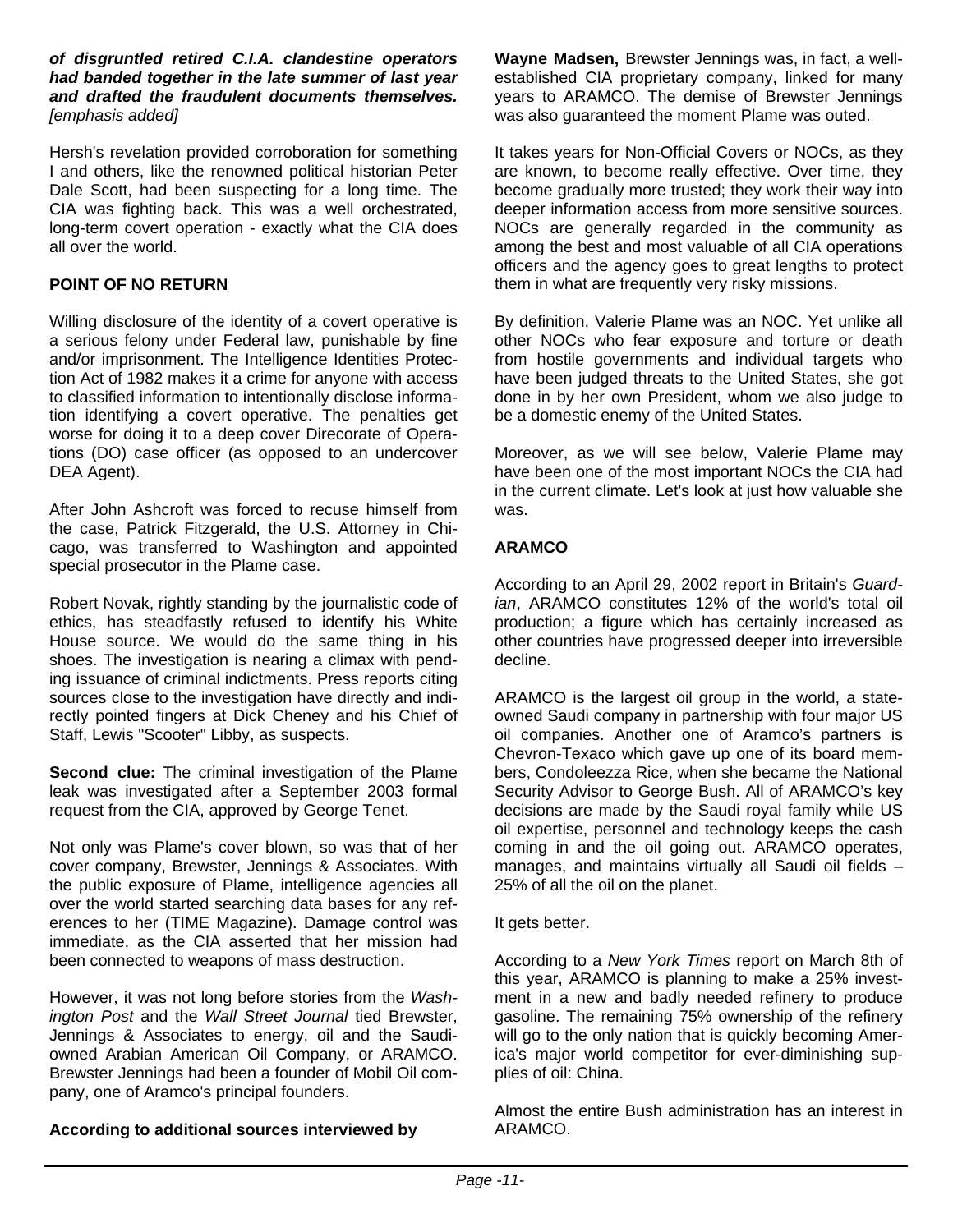***of disgruntled retired C.I.A. clandestine operators had banded together in the late summer of last year and drafted the fraudulent documents themselves.*** *[emphasis added]*

Hersh's revelation provided corroboration for something I and others, like the renowned political historian Peter Dale Scott, had been suspecting for a long time. The CIA was fighting back. This was a well orchestrated, long-term covert operation - exactly what the CIA does all over the world.

**POINT OF NO RETURN**

Willing disclosure of the identity of a covert operative is a serious felony under Federal law, punishable by fine and/or imprisonment. The Intelligence Identities Protection Act of 1982 makes it a crime for anyone with access to classified information to intentionally disclose information identifying a covert operative. The penalties get worse for doing it to a deep cover Direcorate of Operations (DO) case officer (as opposed to an undercover DEA Agent).

After John Ashcroft was forced to recuse himself from the case, Patrick Fitzgerald, the U.S. Attorney in Chicago, was transferred to Washington and appointed special prosecutor in the Plame case.

Robert Novak, rightly standing by the journalistic code of ethics, has steadfastly refused to identify his White House source. We would do the same thing in his shoes. The investigation is nearing a climax with pending issuance of criminal indictments. Press reports citing sources close to the investigation have directly and indirectly pointed fingers at Dick Cheney and his Chief of Staff, Lewis "Scooter" Libby, as suspects.

**Second clue:** The criminal investigation of the Plame leak was investigated after a September 2003 formal request from the CIA, approved by George Tenet.

Not only was Plame's cover blown, so was that of her cover company, Brewster, Jennings & Associates. With the public exposure of Plame, intelligence agencies all over the world started searching data bases for any references to her (TIME Magazine). Damage control was immediate, as the CIA asserted that her mission had been connected to weapons of mass destruction.

However, it was not long before stories from the *Washington Post* and the *Wall Street Journal* tied Brewster, Jennings & Associates to energy, oil and the Saudi-owned Arabian American Oil Company, or ARAMCO. Brewster Jennings had been a founder of Mobil Oil company, one of Aramco's principal founders.

**According to additional sources interviewed by Wayne Madsen,** Brewster Jennings was, in fact, a well-established CIA proprietary company, linked for many years to ARAMCO. The demise of Brewster Jennings was also guaranteed the moment Plame was outed.

It takes years for Non-Official Covers or NOCs, as they are known, to become really effective. Over time, they become gradually more trusted; they work their way into deeper information access from more sensitive sources. NOCs are generally regarded in the community as among the best and most valuable of all CIA operations officers and the agency goes to great lengths to protect them in what are frequently very risky missions.

By definition, Valerie Plame was an NOC. Yet unlike all other NOCs who fear exposure and torture or death from hostile governments and individual targets who have been judged threats to the United States, she got done in by her own President, whom we also judge to be a domestic enemy of the United States.

Moreover, as we will see below, Valerie Plame may have been one of the most important NOCs the CIA had in the current climate. Let's look at just how valuable she was.

**ARAMCO**

According to an April 29, 2002 report in Britain's *Guardian*, ARAMCO constitutes 12% of the world's total oil production; a figure which has certainly increased as other countries have progressed deeper into irreversible decline.

ARAMCO is the largest oil group in the world, a state-owned Saudi company in partnership with four major US oil companies. Another one of Aramco's partners is Chevron-Texaco which gave up one of its board members, Condoleezza Rice, when she became the National Security Advisor to George Bush. All of ARAMCO's key decisions are made by the Saudi royal family while US oil expertise, personnel and technology keeps the cash coming in and the oil going out. ARAMCO operates, manages, and maintains virtually all Saudi oil fields – 25% of all the oil on the planet.

It gets better.

According to a *New York Times* report on March 8th of this year, ARAMCO is planning to make a 25% investment in a new and badly needed refinery to produce gasoline. The remaining 75% ownership of the refinery will go to the only nation that is quickly becoming America's major world competitor for ever-diminishing supplies of oil: China.

Almost the entire Bush administration has an interest in ARAMCO.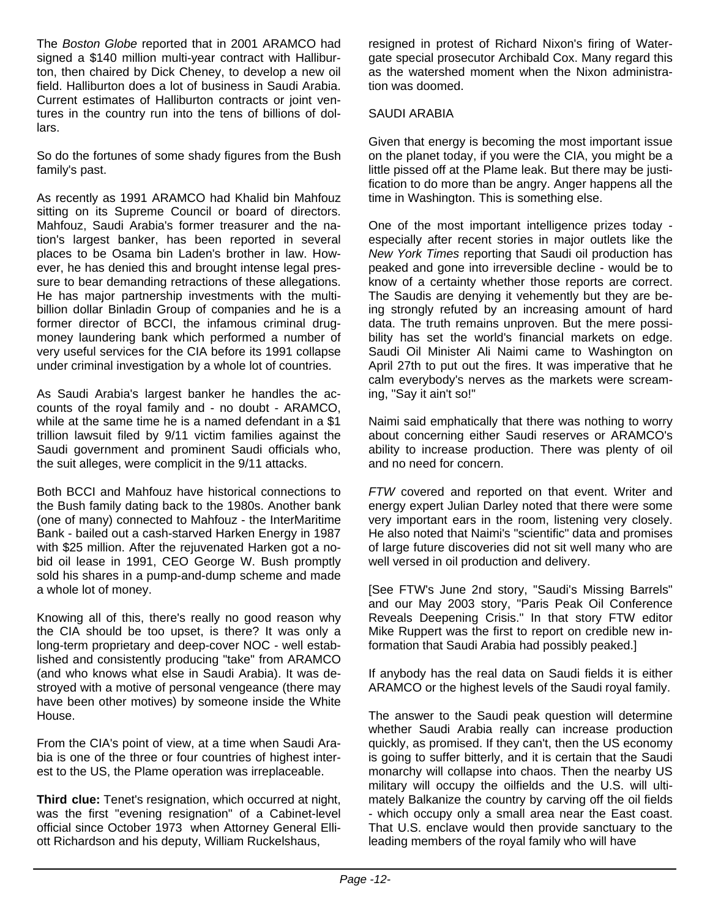The *Boston Globe* reported that in 2001 ARAMCO had signed a $140 million multi-year contract with Halliburton, then chaired by Dick Cheney, to develop a new oil field. Halliburton does a lot of business in Saudi Arabia. Current estimates of Halliburton contracts or joint ventures in the country run into the tens of billions of dollars.

So do the fortunes of some shady figures from the Bush family's past.

As recently as 1991 ARAMCO had Khalid bin Mahfouz sitting on its Supreme Council or board of directors. Mahfouz, Saudi Arabia's former treasurer and the nation's largest banker, has been reported in several places to be Osama bin Laden's brother in law. However, he has denied this and brought intense legal pressure to bear demanding retractions of these allegations. He has major partnership investments with the multi-billion dollar Binladin Group of companies and he is a former director of BCCI, the infamous criminal drug-money laundering bank which performed a number of very useful services for the CIA before its 1991 collapse under criminal investigation by a whole lot of countries.

As Saudi Arabia's largest banker he handles the accounts of the royal family and - no doubt - ARAMCO, while at the same time he is a named defendant in a $1 trillion lawsuit filed by 9/11 victim families against the Saudi government and prominent Saudi officials who, the suit alleges, were complicit in the 9/11 attacks.

Both BCCI and Mahfouz have historical connections to the Bush family dating back to the 1980s. Another bank (one of many) connected to Mahfouz - the InterMaritime Bank - bailed out a cash-starved Harken Energy in 1987 with $25 million. After the rejuvenated Harken got a no-bid oil lease in 1991, CEO George W. Bush promptly sold his shares in a pump-and-dump scheme and made a whole lot of money.

Knowing all of this, there's really no good reason why the CIA should be too upset, is there? It was only a long-term proprietary and deep-cover NOC - well established and consistently producing "take" from ARAMCO (and who knows what else in Saudi Arabia). It was destroyed with a motive of personal vengeance (there may have been other motives) by someone inside the White House.

From the CIA's point of view, at a time when Saudi Arabia is one of the three or four countries of highest interest to the US, the Plame operation was irreplaceable.

**Third clue:** Tenet's resignation, which occurred at night, was the first "evening resignation" of a Cabinet-level official since October 1973 when Attorney General Elliott Richardson and his deputy, William Ruckelshaus, resigned in protest of Richard Nixon's firing of Watergate special prosecutor Archibald Cox. Many regard this as the watershed moment when the Nixon administration was doomed.

SAUDI ARABIA

Given that energy is becoming the most important issue on the planet today, if you were the CIA, you might be a little pissed off at the Plame leak. But there may be justification to do more than be angry. Anger happens all the time in Washington. This is something else.

One of the most important intelligence prizes today - especially after recent stories in major outlets like the *New York Times* reporting that Saudi oil production has peaked and gone into irreversible decline - would be to know of a certainty whether those reports are correct. The Saudis are denying it vehemently but they are being strongly refuted by an increasing amount of hard data. The truth remains unproven. But the mere possibility has set the world's financial markets on edge. Saudi Oil Minister Ali Naimi came to Washington on April 27th to put out the fires. It was imperative that he calm everybody's nerves as the markets were screaming, "Say it ain't so!"

Naimi said emphatically that there was nothing to worry about concerning either Saudi reserves or ARAMCO's ability to increase production. There was plenty of oil and no need for concern.

*FTW* covered and reported on that event. Writer and energy expert Julian Darley noted that there were some very important ears in the room, listening very closely. He also noted that Naimi's "scientific" data and promises of large future discoveries did not sit well many who are well versed in oil production and delivery.

[See FTW's June 2nd story, "Saudi's Missing Barrels" and our May 2003 story, "Paris Peak Oil Conference Reveals Deepening Crisis." In that story FTW editor Mike Ruppert was the first to report on credible new information that Saudi Arabia had possibly peaked.]

If anybody has the real data on Saudi fields it is either ARAMCO or the highest levels of the Saudi royal family.

The answer to the Saudi peak question will determine whether Saudi Arabia really can increase production quickly, as promised. If they can't, then the US economy is going to suffer bitterly, and it is certain that the Saudi monarchy will collapse into chaos. Then the nearby US military will occupy the oilfields and the U.S. will ultimately Balkanize the country by carving off the oil fields - which occupy only a small area near the East coast. That U.S. enclave would then provide sanctuary to the leading members of the royal family who will have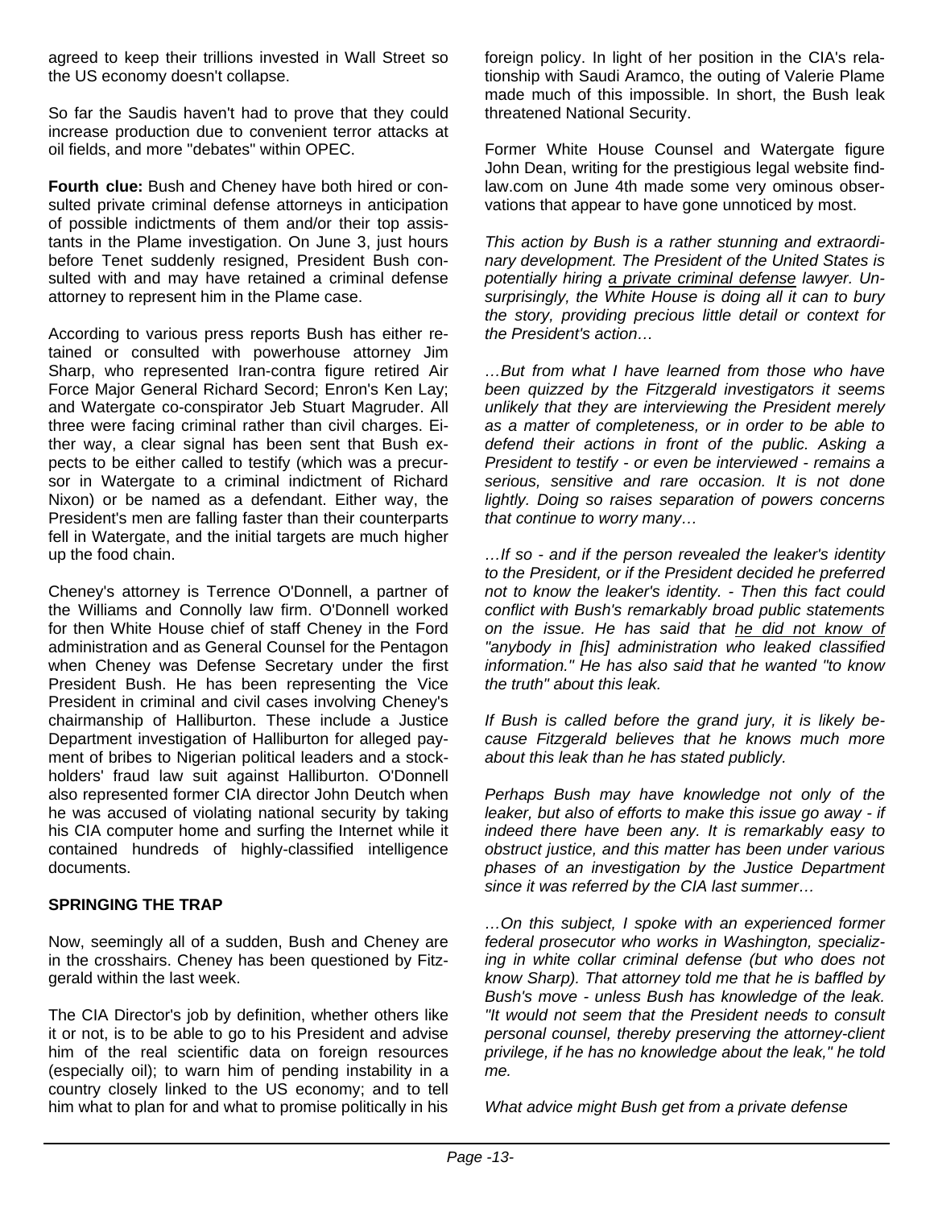agreed to keep their trillions invested in Wall Street so the US economy doesn't collapse.

So far the Saudis haven't had to prove that they could increase production due to convenient terror attacks at oil fields, and more "debates" within OPEC.

**Fourth clue:** Bush and Cheney have both hired or consulted private criminal defense attorneys in anticipation of possible indictments of them and/or their top assistants in the Plame investigation. On June 3, just hours before Tenet suddenly resigned, President Bush consulted with and may have retained a criminal defense attorney to represent him in the Plame case.

According to various press reports Bush has either retained or consulted with powerhouse attorney Jim Sharp, who represented Iran-contra figure retired Air Force Major General Richard Secord; Enron's Ken Lay; and Watergate co-conspirator Jeb Stuart Magruder. All three were facing criminal rather than civil charges. Either way, a clear signal has been sent that Bush expects to be either called to testify (which was a precursor in Watergate to a criminal indictment of Richard Nixon) or be named as a defendant. Either way, the President's men are falling faster than their counterparts fell in Watergate, and the initial targets are much higher up the food chain.

Cheney's attorney is Terrence O'Donnell, a partner of the Williams and Connolly law firm. O'Donnell worked for then White House chief of staff Cheney in the Ford administration and as General Counsel for the Pentagon when Cheney was Defense Secretary under the first President Bush. He has been representing the Vice President in criminal and civil cases involving Cheney's chairmanship of Halliburton. These include a Justice Department investigation of Halliburton for alleged payment of bribes to Nigerian political leaders and a stockholders' fraud law suit against Halliburton. O'Donnell also represented former CIA director John Deutch when he was accused of violating national security by taking his CIA computer home and surfing the Internet while it contained hundreds of highly-classified intelligence documents.

**SPRINGING THE TRAP**

Now, seemingly all of a sudden, Bush and Cheney are in the crosshairs. Cheney has been questioned by Fitzgerald within the last week.

The CIA Director's job by definition, whether others like it or not, is to be able to go to his President and advise him of the real scientific data on foreign resources (especially oil); to warn him of pending instability in a country closely linked to the US economy; and to tell him what to plan for and what to promise politically in his foreign policy. In light of her position in the CIA's relationship with Saudi Aramco, the outing of Valerie Plame made much of this impossible. In short, the Bush leak threatened National Security.

Former White House Counsel and Watergate figure John Dean, writing for the prestigious legal website findlaw.com on June 4th made some very ominous observations that appear to have gone unnoticed by most.

*This action by Bush is a rather stunning and extraordinary development. The President of the United States is potentially hiring a private criminal defense lawyer. Unsurprisingly, the White House is doing all it can to bury the story, providing precious little detail or context for the President's action…*

*…But from what I have learned from those who have been quizzed by the Fitzgerald investigators it seems unlikely that they are interviewing the President merely as a matter of completeness, or in order to be able to defend their actions in front of the public. Asking a President to testify - or even be interviewed - remains a serious, sensitive and rare occasion. It is not done lightly. Doing so raises separation of powers concerns that continue to worry many…*

*…If so - and if the person revealed the leaker's identity to the President, or if the President decided he preferred not to know the leaker's identity. - Then this fact could conflict with Bush's remarkably broad public statements on the issue. He has said that he did not know of "anybody in [his] administration who leaked classified information." He has also said that he wanted "to know the truth" about this leak.*

*If Bush is called before the grand jury, it is likely because Fitzgerald believes that he knows much more about this leak than he has stated publicly.*

*Perhaps Bush may have knowledge not only of the leaker, but also of efforts to make this issue go away - if indeed there have been any. It is remarkably easy to obstruct justice, and this matter has been under various phases of an investigation by the Justice Department since it was referred by the CIA last summer…*

*…On this subject, I spoke with an experienced former federal prosecutor who works in Washington, specializing in white collar criminal defense (but who does not know Sharp). That attorney told me that he is baffled by Bush's move - unless Bush has knowledge of the leak. "It would not seem that the President needs to consult personal counsel, thereby preserving the attorney-client privilege, if he has no knowledge about the leak," he told me.*

*What advice might Bush get from a private defense*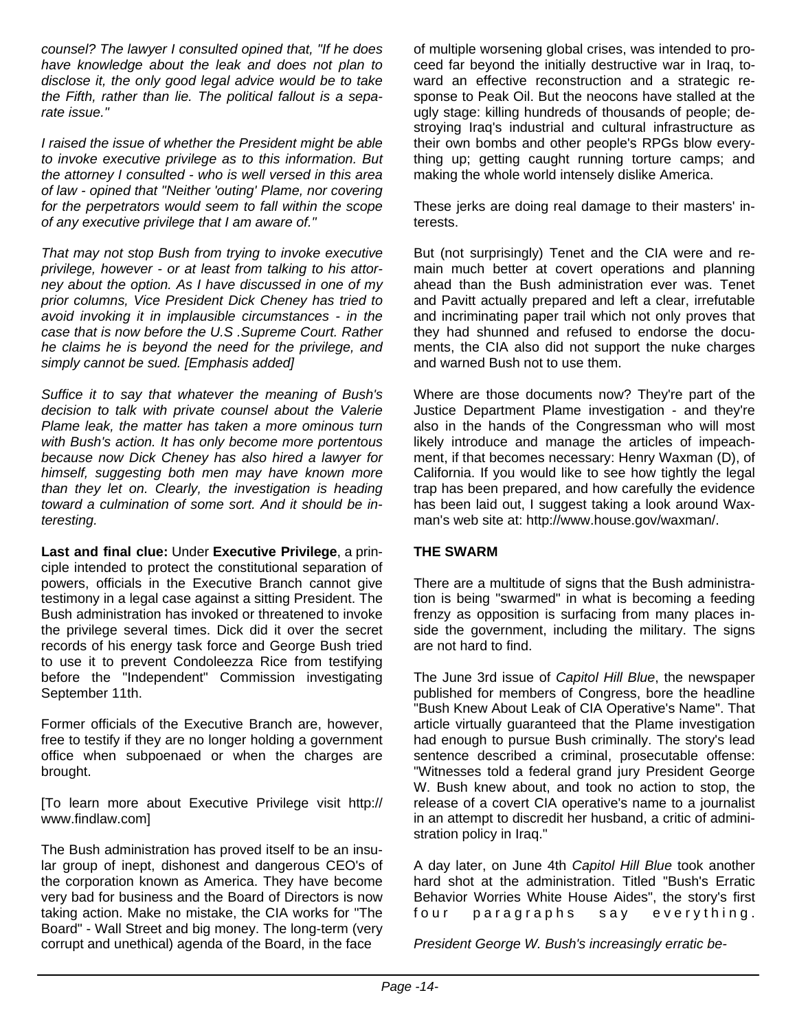*counsel? The lawyer I consulted opined that, "If he does have knowledge about the leak and does not plan to disclose it, the only good legal advice would be to take the Fifth, rather than lie. The political fallout is a separate issue."*

*I raised the issue of whether the President might be able to invoke executive privilege as to this information. But the attorney I consulted - who is well versed in this area of law - opined that "Neither 'outing' Plame, nor covering for the perpetrators would seem to fall within the scope of any executive privilege that I am aware of."*

*That may not stop Bush from trying to invoke executive privilege, however - or at least from talking to his attorney about the option. As I have discussed in one of my prior columns, Vice President Dick Cheney has tried to avoid invoking it in implausible circumstances - in the case that is now before the U.S .Supreme Court. Rather he claims he is beyond the need for the privilege, and simply cannot be sued. [Emphasis added]*

*Suffice it to say that whatever the meaning of Bush's decision to talk with private counsel about the Valerie Plame leak, the matter has taken a more ominous turn with Bush's action. It has only become more portentous because now Dick Cheney has also hired a lawyer for himself, suggesting both men may have known more than they let on. Clearly, the investigation is heading toward a culmination of some sort. And it should be interesting.*

**Last and final clue:** Under **Executive Privilege**, a principle intended to protect the constitutional separation of powers, officials in the Executive Branch cannot give testimony in a legal case against a sitting President. The Bush administration has invoked or threatened to invoke the privilege several times. Dick did it over the secret records of his energy task force and George Bush tried to use it to prevent Condoleezza Rice from testifying before the "Independent" Commission investigating September 11th.

Former officials of the Executive Branch are, however, free to testify if they are no longer holding a government office when subpoenaed or when the charges are brought.

[To learn more about Executive Privilege visit http://www.findlaw.com]

The Bush administration has proved itself to be an insular group of inept, dishonest and dangerous CEO's of the corporation known as America. They have become very bad for business and the Board of Directors is now taking action. Make no mistake, the CIA works for "The Board" - Wall Street and big money. The long-term (very corrupt and unethical) agenda of the Board, in the face of multiple worsening global crises, was intended to proceed far beyond the initially destructive war in Iraq, toward an effective reconstruction and a strategic response to Peak Oil. But the neocons have stalled at the ugly stage: killing hundreds of thousands of people; destroying Iraq's industrial and cultural infrastructure as their own bombs and other people's RPGs blow everything up; getting caught running torture camps; and making the whole world intensely dislike America.

These jerks are doing real damage to their masters' interests.

But (not surprisingly) Tenet and the CIA were and remain much better at covert operations and planning ahead than the Bush administration ever was. Tenet and Pavitt actually prepared and left a clear, irrefutable and incriminating paper trail which not only proves that they had shunned and refused to endorse the documents, the CIA also did not support the nuke charges and warned Bush not to use them.

Where are those documents now? They're part of the Justice Department Plame investigation - and they're also in the hands of the Congressman who will most likely introduce and manage the articles of impeachment, if that becomes necessary: Henry Waxman (D), of California. If you would like to see how tightly the legal trap has been prepared, and how carefully the evidence has been laid out, I suggest taking a look around Waxman's web site at: http://www.house.gov/waxman/.

**THE SWARM**

There are a multitude of signs that the Bush administration is being "swarmed" in what is becoming a feeding frenzy as opposition is surfacing from many places inside the government, including the military. The signs are not hard to find.

The June 3rd issue of *Capitol Hill Blue*, the newspaper published for members of Congress, bore the headline "Bush Knew About Leak of CIA Operative's Name". That article virtually guaranteed that the Plame investigation had enough to pursue Bush criminally. The story's lead sentence described a criminal, prosecutable offense: "Witnesses told a federal grand jury President George W. Bush knew about, and took no action to stop, the release of a covert CIA operative's name to a journalist in an attempt to discredit her husband, a critic of administration policy in Iraq."

A day later, on June 4th *Capitol Hill Blue* took another hard shot at the administration. Titled "Bush's Erratic Behavior Worries White House Aides", the story's first four paragraphs say everything.

*President George W. Bush's increasingly erratic be-*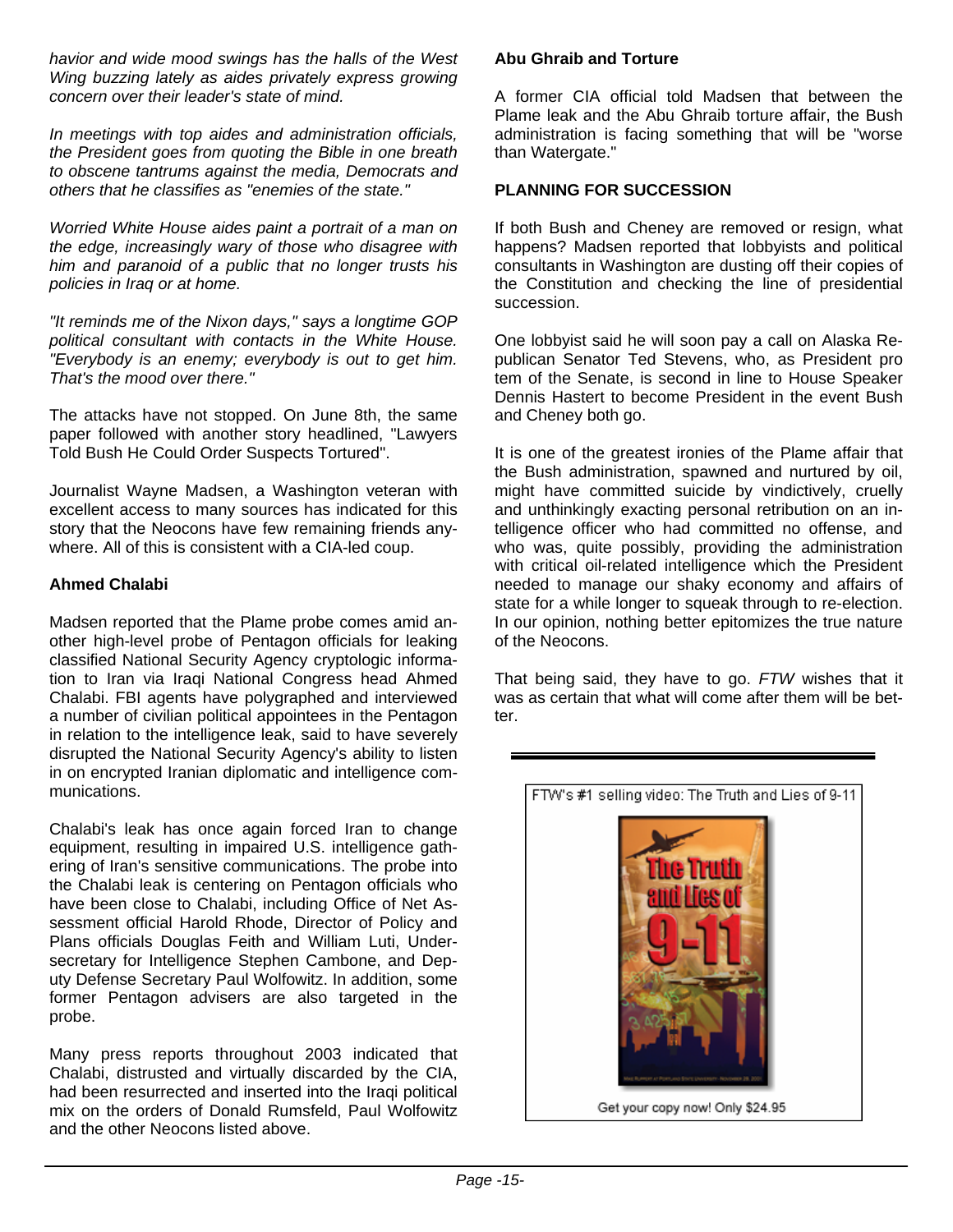*havior and wide mood swings has the halls of the West Wing buzzing lately as aides privately express growing concern over their leader's state of mind.*

*In meetings with top aides and administration officials, the President goes from quoting the Bible in one breath to obscene tantrums against the media, Democrats and others that he classifies as "enemies of the state."*

*Worried White House aides paint a portrait of a man on the edge, increasingly wary of those who disagree with him and paranoid of a public that no longer trusts his policies in Iraq or at home.*

*"It reminds me of the Nixon days," says a longtime GOP political consultant with contacts in the White House. "Everybody is an enemy; everybody is out to get him. That's the mood over there."*

The attacks have not stopped. On June 8th, the same paper followed with another story headlined, "Lawyers Told Bush He Could Order Suspects Tortured".

Journalist Wayne Madsen, a Washington veteran with excellent access to many sources has indicated for this story that the Neocons have few remaining friends anywhere. All of this is consistent with a CIA-led coup.

**Ahmed Chalabi**

Madsen reported that the Plame probe comes amid another high-level probe of Pentagon officials for leaking classified National Security Agency cryptologic information to Iran via Iraqi National Congress head Ahmed Chalabi. FBI agents have polygraphed and interviewed a number of civilian political appointees in the Pentagon in relation to the intelligence leak, said to have severely disrupted the National Security Agency's ability to listen in on encrypted Iranian diplomatic and intelligence communications.

Chalabi's leak has once again forced Iran to change equipment, resulting in impaired U.S. intelligence gathering of Iran's sensitive communications. The probe into the Chalabi leak is centering on Pentagon officials who have been close to Chalabi, including Office of Net Assessment official Harold Rhode, Director of Policy and Plans officials Douglas Feith and William Luti, Undersecretary for Intelligence Stephen Cambone, and Deputy Defense Secretary Paul Wolfowitz. In addition, some former Pentagon advisers are also targeted in the probe.

Many press reports throughout 2003 indicated that Chalabi, distrusted and virtually discarded by the CIA, had been resurrected and inserted into the Iraqi political mix on the orders of Donald Rumsfeld, Paul Wolfowitz and the other Neocons listed above.

**Abu Ghraib and Torture**

A former CIA official told Madsen that between the Plame leak and the Abu Ghraib torture affair, the Bush administration is facing something that will be "worse than Watergate."

**PLANNING FOR SUCCESSION**

If both Bush and Cheney are removed or resign, what happens? Madsen reported that lobbyists and political consultants in Washington are dusting off their copies of the Constitution and checking the line of presidential succession.

One lobbyist said he will soon pay a call on Alaska Republican Senator Ted Stevens, who, as President pro tem of the Senate, is second in line to House Speaker Dennis Hastert to become President in the event Bush and Cheney both go.

It is one of the greatest ironies of the Plame affair that the Bush administration, spawned and nurtured by oil, might have committed suicide by vindictively, cruelly and unthinkingly exacting personal retribution on an intelligence officer who had committed no offense, and who was, quite possibly, providing the administration with critical oil-related intelligence which the President needed to manage our shaky economy and affairs of state for a while longer to squeak through to re-election. In our opinion, nothing better epitomizes the true nature of the Neocons.

That being said, they have to go. *FTW* wishes that it was as certain that what will come after them will be better.

---

FTW's #1 selling video: The Truth and Lies of 9-11

Get your copy now! Only $24.95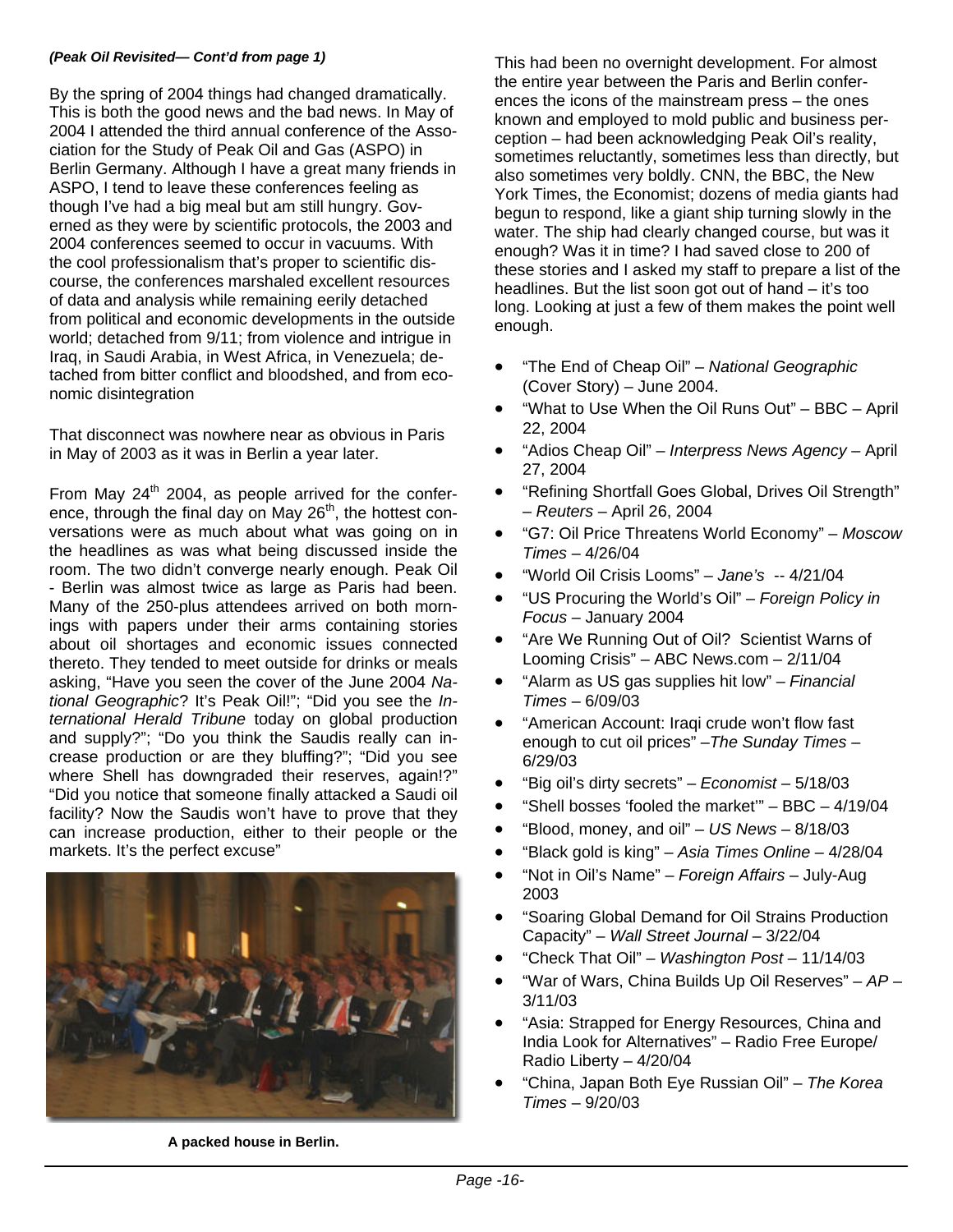*(Peak Oil Revisited— Cont'd from page 1)*

By the spring of 2004 things had changed dramatically. This is both the good news and the bad news. In May of 2004 I attended the third annual conference of the Association for the Study of Peak Oil and Gas (ASPO) in Berlin Germany. Although I have a great many friends in ASPO, I tend to leave these conferences feeling as though I've had a big meal but am still hungry. Governed as they were by scientific protocols, the 2003 and 2004 conferences seemed to occur in vacuums. With the cool professionalism that's proper to scientific discourse, the conferences marshaled excellent resources of data and analysis while remaining eerily detached from political and economic developments in the outside world; detached from 9/11; from violence and intrigue in Iraq, in Saudi Arabia, in West Africa, in Venezuela; detached from bitter conflict and bloodshed, and from economic disintegration

That disconnect was nowhere near as obvious in Paris in May of 2003 as it was in Berlin a year later.

From May 24th 2004, as people arrived for the conference, through the final day on May 26th, the hottest conversations were as much about what was going on in the headlines as was what being discussed inside the room. The two didn't converge nearly enough. Peak Oil - Berlin was almost twice as large as Paris had been. Many of the 250-plus attendees arrived on both mornings with papers under their arms containing stories about oil shortages and economic issues connected thereto. They tended to meet outside for drinks or meals asking, "Have you seen the cover of the June 2004 *National Geographic*? It's Peak Oil!"; "Did you see the *International Herald Tribune* today on global production and supply?"; "Do you think the Saudis really can increase production or are they bluffing?"; "Did you see where Shell has downgraded their reserves, again!?" "Did you notice that someone finally attacked a Saudi oil facility? Now the Saudis won't have to prove that they can increase production, either to their people or the markets. It's the perfect excuse"

**A packed house in Berlin.**

This had been no overnight development. For almost the entire year between the Paris and Berlin conferences the icons of the mainstream press – the ones known and employed to mold public and business perception – had been acknowledging Peak Oil's reality, sometimes reluctantly, sometimes less than directly, but also sometimes very boldly. CNN, the BBC, the New York Times, the Economist; dozens of media giants had begun to respond, like a giant ship turning slowly in the water. The ship had clearly changed course, but was it enough? Was it in time? I had saved close to 200 of these stories and I asked my staff to prepare a list of the headlines. But the list soon got out of hand – it's too long. Looking at just a few of them makes the point well enough.

- "The End of Cheap Oil" – *National Geographic* (Cover Story) – June 2004.
- "What to Use When the Oil Runs Out" – BBC – April 22, 2004
- "Adios Cheap Oil" – *Interpress News Agency* – April 27, 2004
- "Refining Shortfall Goes Global, Drives Oil Strength" – *Reuters* – April 26, 2004
- "G7: Oil Price Threatens World Economy" – *Moscow Times* – 4/26/04
- "World Oil Crisis Looms" – *Jane's* -- 4/21/04
- "US Procuring the World's Oil" – *Foreign Policy in Focus* – January 2004
- "Are We Running Out of Oil? Scientist Warns of Looming Crisis" – ABC News.com – 2/11/04
- "Alarm as US gas supplies hit low" – *Financial Times* – 6/09/03
- "American Account: Iraqi crude won't flow fast enough to cut oil prices" –*The Sunday Times* – 6/29/03
- "Big oil's dirty secrets" – *Economist* – 5/18/03
- "Shell bosses 'fooled the market'" – BBC – 4/19/04
- "Blood, money, and oil" – *US News* – 8/18/03
- "Black gold is king" – *Asia Times Online* – 4/28/04
- "Not in Oil's Name" – *Foreign Affairs* – July-Aug 2003
- "Soaring Global Demand for Oil Strains Production Capacity" – *Wall Street Journal* – 3/22/04
- "Check That Oil" – *Washington Post* – 11/14/03
- "War of Wars, China Builds Up Oil Reserves" – *AP* – 3/11/03
- "Asia: Strapped for Energy Resources, China and India Look for Alternatives" – Radio Free Europe/ Radio Liberty – 4/20/04
- "China, Japan Both Eye Russian Oil" – *The Korea Times* – 9/20/03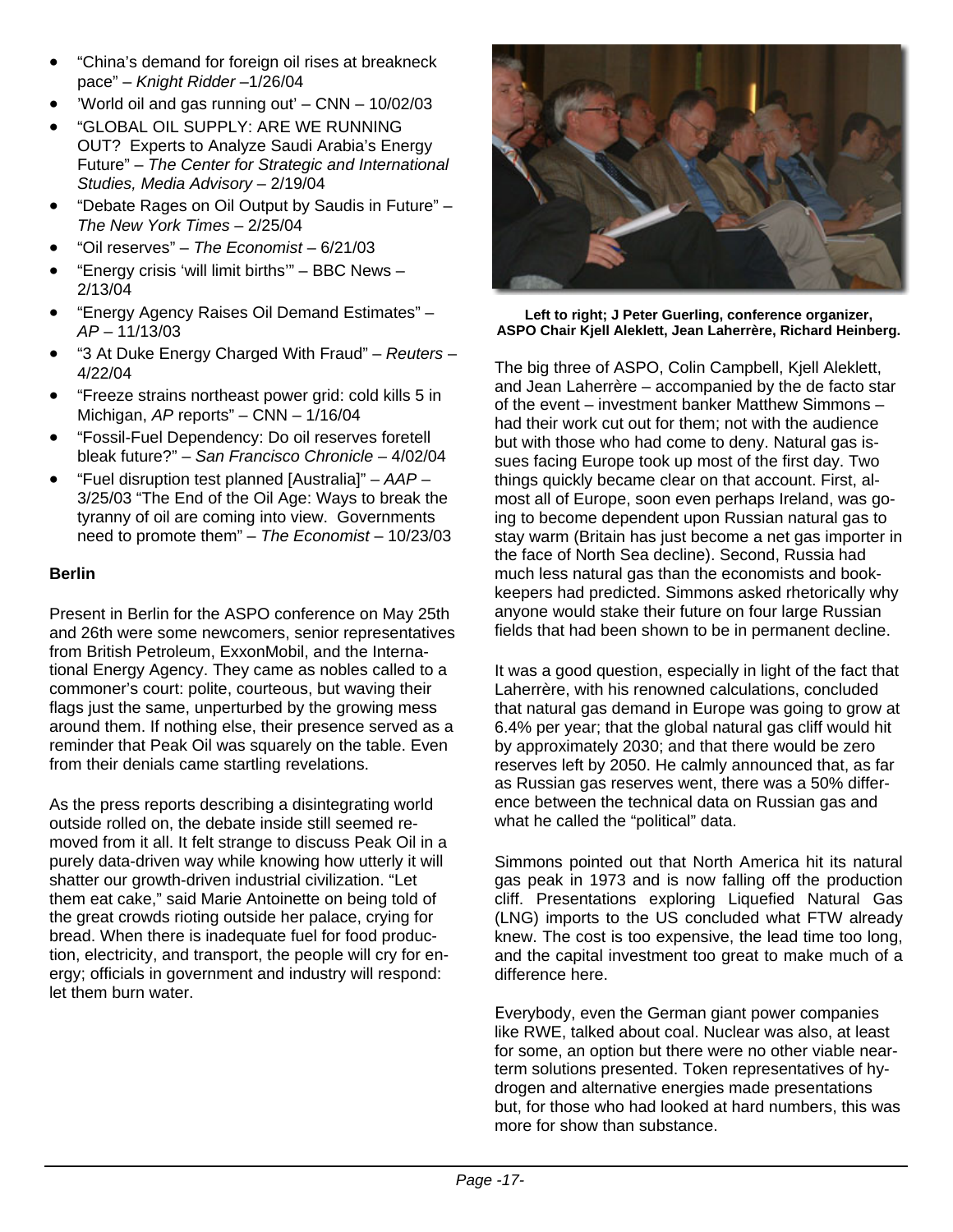- "China's demand for foreign oil rises at breakneck pace" – *Knight Ridder* –1/26/04
- 'World oil and gas running out' – CNN – 10/02/03
- "GLOBAL OIL SUPPLY: ARE WE RUNNING OUT? Experts to Analyze Saudi Arabia's Energy Future" – *The Center for Strategic and International Studies, Media Advisory* – 2/19/04
- "Debate Rages on Oil Output by Saudis in Future" – *The New York Times* – 2/25/04
- "Oil reserves" – *The Economist* – 6/21/03
- "Energy crisis 'will limit births'" – BBC News – 2/13/04
- "Energy Agency Raises Oil Demand Estimates" – *AP* – 11/13/03
- "3 At Duke Energy Charged With Fraud" – *Reuters* – 4/22/04
- "Freeze strains northeast power grid: cold kills 5 in Michigan, *AP* reports" – CNN – 1/16/04
- "Fossil-Fuel Dependency: Do oil reserves foretell bleak future?" – *San Francisco Chronicle* – 4/02/04
- "Fuel disruption test planned [Australia]" – *AAP* – 3/25/03 "The End of the Oil Age: Ways to break the tyranny of oil are coming into view. Governments need to promote them" – *The Economist* – 10/23/03

**Berlin**

Present in Berlin for the ASPO conference on May 25th and 26th were some newcomers, senior representatives from British Petroleum, ExxonMobil, and the International Energy Agency. They came as nobles called to a commoner's court: polite, courteous, but waving their flags just the same, unperturbed by the growing mess around them. If nothing else, their presence served as a reminder that Peak Oil was squarely on the table. Even from their denials came startling revelations.

As the press reports describing a disintegrating world outside rolled on, the debate inside still seemed removed from it all. It felt strange to discuss Peak Oil in a purely data-driven way while knowing how utterly it will shatter our growth-driven industrial civilization. "Let them eat cake," said Marie Antoinette on being told of the great crowds rioting outside her palace, crying for bread. When there is inadequate fuel for food production, electricity, and transport, the people will cry for energy; officials in government and industry will respond: let them burn water.

**Left to right; J Peter Guerling, conference organizer, ASPO Chair Kjell Aleklett, Jean Laherrère, Richard Heinberg.**

The big three of ASPO, Colin Campbell, Kjell Aleklett, and Jean Laherrère – accompanied by the de facto star of the event – investment banker Matthew Simmons – had their work cut out for them; not with the audience but with those who had come to deny. Natural gas issues facing Europe took up most of the first day. Two things quickly became clear on that account. First, almost all of Europe, soon even perhaps Ireland, was going to become dependent upon Russian natural gas to stay warm (Britain has just become a net gas importer in the face of North Sea decline). Second, Russia had much less natural gas than the economists and bookkeepers had predicted. Simmons asked rhetorically why anyone would stake their future on four large Russian fields that had been shown to be in permanent decline.

It was a good question, especially in light of the fact that Laherrère, with his renowned calculations, concluded that natural gas demand in Europe was going to grow at 6.4% per year; that the global natural gas cliff would hit by approximately 2030; and that there would be zero reserves left by 2050. He calmly announced that, as far as Russian gas reserves went, there was a 50% difference between the technical data on Russian gas and what he called the "political" data.

Simmons pointed out that North America hit its natural gas peak in 1973 and is now falling off the production cliff. Presentations exploring Liquefied Natural Gas (LNG) imports to the US concluded what FTW already knew. The cost is too expensive, the lead time too long, and the capital investment too great to make much of a difference here.

Everybody, even the German giant power companies like RWE, talked about coal. Nuclear was also, at least for some, an option but there were no other viable near-term solutions presented. Token representatives of hydrogen and alternative energies made presentations but, for those who had looked at hard numbers, this was more for show than substance.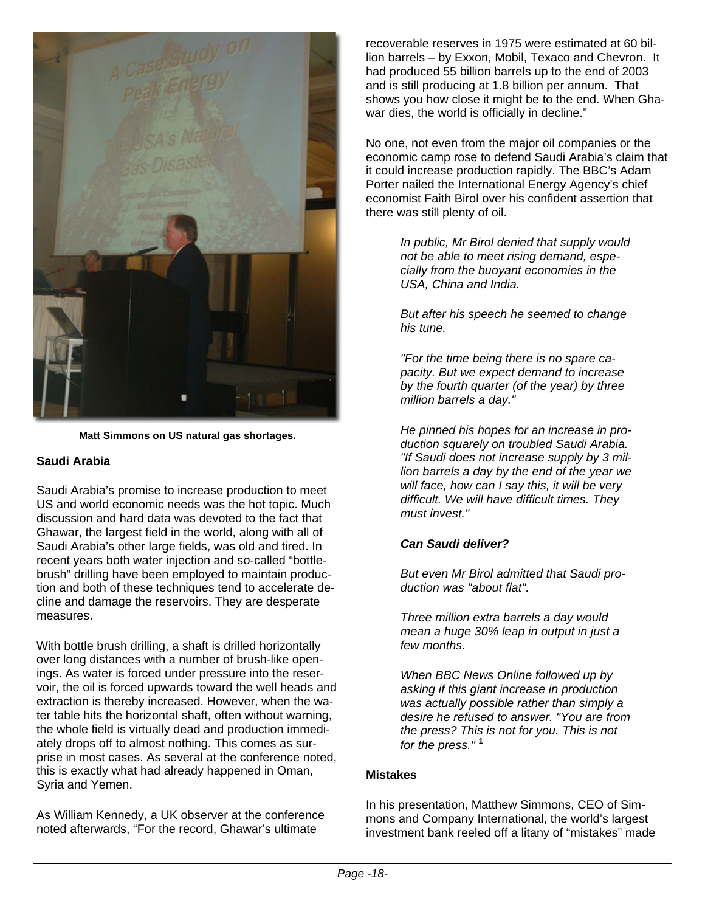Matt Simmons on US natural gas shortages.

### Saudi Arabia

Saudi Arabia's promise to increase production to meet US and world economic needs was the hot topic. Much discussion and hard data was devoted to the fact that Ghawar, the largest field in the world, along with all of Saudi Arabia's other large fields, was old and tired. In recent years both water injection and so-called "bottle-brush" drilling have been employed to maintain production and both of these techniques tend to accelerate decline and damage the reservoirs. They are desperate measures.

With bottle brush drilling, a shaft is drilled horizontally over long distances with a number of brush-like openings. As water is forced under pressure into the reservoir, the oil is forced upwards toward the well heads and extraction is thereby increased. However, when the water table hits the horizontal shaft, often without warning, the whole field is virtually dead and production immediately drops off to almost nothing. This comes as surprise in most cases. As several at the conference noted, this is exactly what had already happened in Oman, Syria and Yemen.

As William Kennedy, a UK observer at the conference noted afterwards, "For the record, Ghawar's ultimate recoverable reserves in 1975 were estimated at 60 billion barrels – by Exxon, Mobil, Texaco and Chevron. It had produced 55 billion barrels up to the end of 2003 and is still producing at 1.8 billion per annum. That shows you how close it might be to the end. When Ghawar dies, the world is officially in decline."

No one, not even from the major oil companies or the economic camp rose to defend Saudi Arabia's claim that it could increase production rapidly. The BBC's Adam Porter nailed the International Energy Agency's chief economist Faith Birol over his confident assertion that there was still plenty of oil.

> *In public, Mr Birol denied that supply would not be able to meet rising demand, especially from the buoyant economies in the USA, China and India.*
>
> *But after his speech he seemed to change his tune.*
>
> *"For the time being there is no spare capacity. But we expect demand to increase by the fourth quarter (of the year) by three million barrels a day."*
>
> *He pinned his hopes for an increase in production squarely on troubled Saudi Arabia. "If Saudi does not increase supply by 3 million barrels a day by the end of the year we will face, how can I say this, it will be very difficult. We will have difficult times. They must invest."*
>
> ***Can Saudi deliver?***
>
> *But even Mr Birol admitted that Saudi production was "about flat".*
>
> *Three million extra barrels a day would mean a huge 30% leap in output in just a few months.*
>
> *When BBC News Online followed up by asking if this giant increase in production was actually possible rather than simply a desire he refused to answer. "You are from the press? This is not for you. This is not for the press."* [1]

### Mistakes

In his presentation, Matthew Simmons, CEO of Simmons and Company International, the world's largest investment bank reeled off a litany of "mistakes" made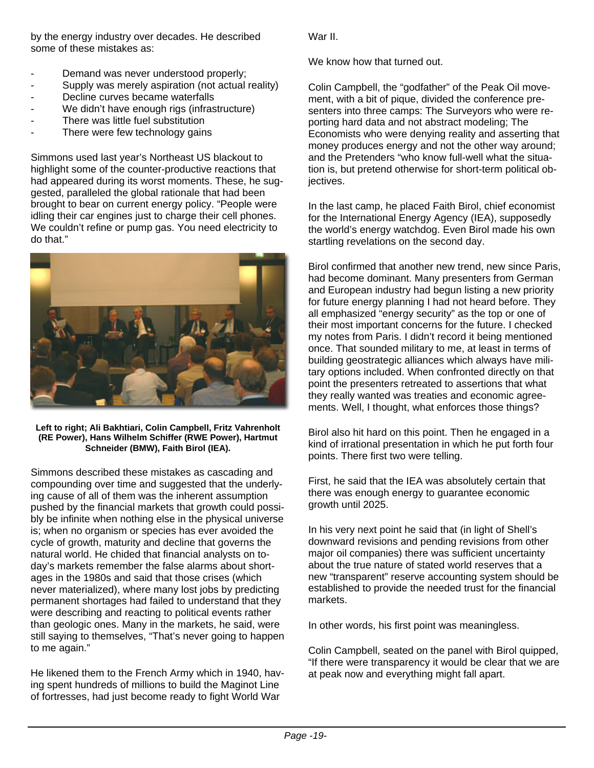by the energy industry over decades. He described some of these mistakes as:

- Demand was never understood properly;
- Supply was merely aspiration (not actual reality)
- Decline curves became waterfalls
- We didn't have enough rigs (infrastructure)
- There was little fuel substitution
- There were few technology gains

Simmons used last year's Northeast US blackout to highlight some of the counter-productive reactions that had appeared during its worst moments. These, he suggested, paralleled the global rationale that had been brought to bear on current energy policy. "People were idling their car engines just to charge their cell phones. We couldn't refine or pump gas. You need electricity to do that."

**Left to right; Ali Bakhtiari, Colin Campbell, Fritz Vahrenholt (RE Power), Hans Wilhelm Schiffer (RWE Power), Hartmut Schneider (BMW), Faith Birol (IEA).**

Simmons described these mistakes as cascading and compounding over time and suggested that the underlying cause of all of them was the inherent assumption pushed by the financial markets that growth could possibly be infinite when nothing else in the physical universe is; when no organism or species has ever avoided the cycle of growth, maturity and decline that governs the natural world. He chided that financial analysts on today's markets remember the false alarms about shortages in the 1980s and said that those crises (which never materialized), where many lost jobs by predicting permanent shortages had failed to understand that they were describing and reacting to political events rather than geologic ones. Many in the markets, he said, were still saying to themselves, "That's never going to happen to me again."

He likened them to the French Army which in 1940, having spent hundreds of millions to build the Maginot Line of fortresses, had just become ready to fight World War II.

We know how that turned out.

Colin Campbell, the "godfather" of the Peak Oil movement, with a bit of pique, divided the conference presenters into three camps: The Surveyors who were reporting hard data and not abstract modeling; The Economists who were denying reality and asserting that money produces energy and not the other way around; and the Pretenders "who know full-well what the situation is, but pretend otherwise for short-term political objectives.

In the last camp, he placed Faith Birol, chief economist for the International Energy Agency (IEA), supposedly the world's energy watchdog. Even Birol made his own startling revelations on the second day.

Birol confirmed that another new trend, new since Paris, had become dominant. Many presenters from German and European industry had begun listing a new priority for future energy planning I had not heard before. They all emphasized "energy security" as the top or one of their most important concerns for the future. I checked my notes from Paris. I didn't record it being mentioned once. That sounded military to me, at least in terms of building geostrategic alliances which always have military options included. When confronted directly on that point the presenters retreated to assertions that what they really wanted was treaties and economic agreements. Well, I thought, what enforces those things?

Birol also hit hard on this point. Then he engaged in a kind of irrational presentation in which he put forth four points. There first two were telling.

First, he said that the IEA was absolutely certain that there was enough energy to guarantee economic growth until 2025.

In his very next point he said that (in light of Shell's downward revisions and pending revisions from other major oil companies) there was sufficient uncertainty about the true nature of stated world reserves that a new "transparent" reserve accounting system should be established to provide the needed trust for the financial markets.

In other words, his first point was meaningless.

Colin Campbell, seated on the panel with Birol quipped, "If there were transparency it would be clear that we are at peak now and everything might fall apart.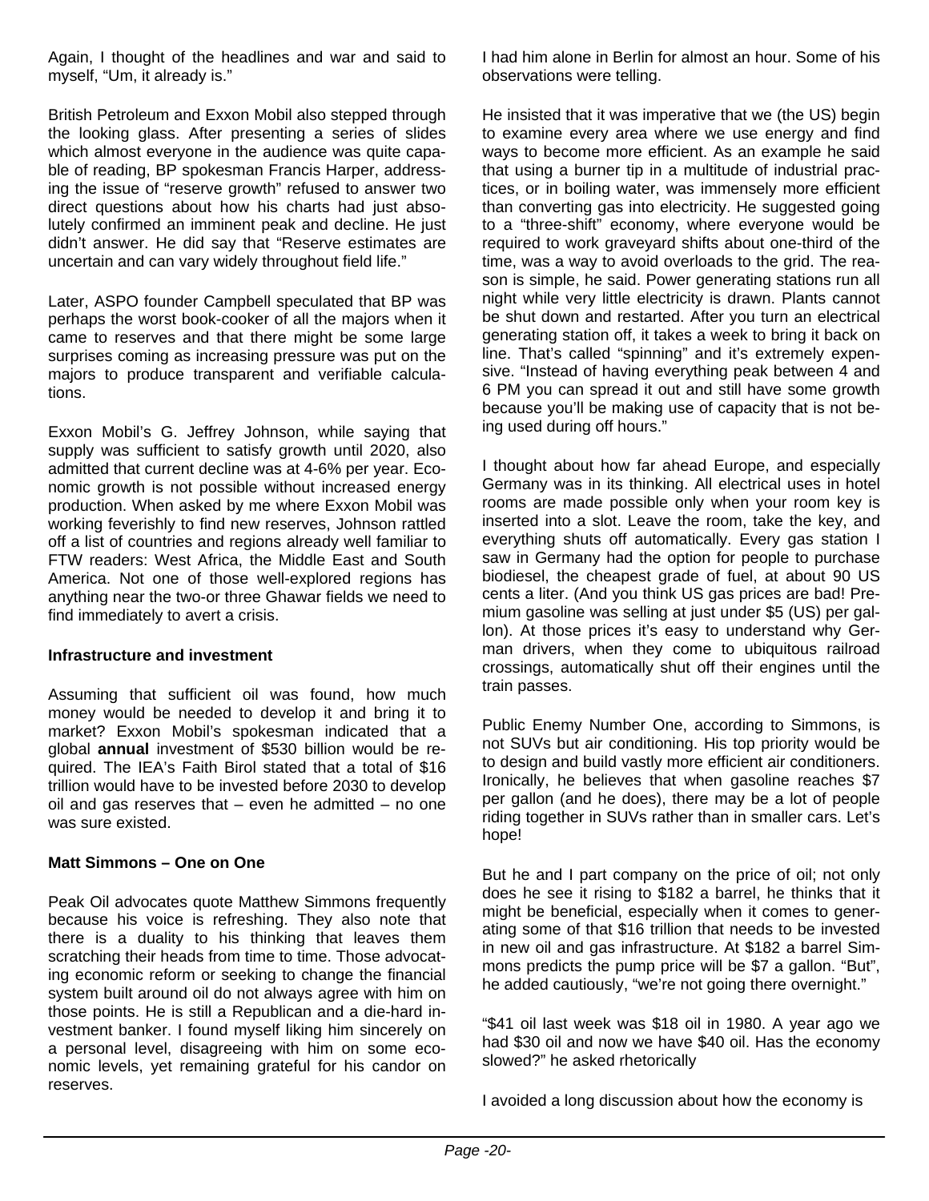Again, I thought of the headlines and war and said to myself, "Um, it already is."

British Petroleum and Exxon Mobil also stepped through the looking glass. After presenting a series of slides which almost everyone in the audience was quite capable of reading, BP spokesman Francis Harper, addressing the issue of "reserve growth" refused to answer two direct questions about how his charts had just absolutely confirmed an imminent peak and decline. He just didn't answer. He did say that "Reserve estimates are uncertain and can vary widely throughout field life."

Later, ASPO founder Campbell speculated that BP was perhaps the worst book-cooker of all the majors when it came to reserves and that there might be some large surprises coming as increasing pressure was put on the majors to produce transparent and verifiable calculations.

Exxon Mobil's G. Jeffrey Johnson, while saying that supply was sufficient to satisfy growth until 2020, also admitted that current decline was at 4-6% per year. Economic growth is not possible without increased energy production. When asked by me where Exxon Mobil was working feverishly to find new reserves, Johnson rattled off a list of countries and regions already well familiar to FTW readers: West Africa, the Middle East and South America. Not one of those well-explored regions has anything near the two-or three Ghawar fields we need to find immediately to avert a crisis.

**Infrastructure and investment**

Assuming that sufficient oil was found, how much money would be needed to develop it and bring it to market? Exxon Mobil's spokesman indicated that a global **annual** investment of $530 billion would be required. The IEA's Faith Birol stated that a total of $16 trillion would have to be invested before 2030 to develop oil and gas reserves that – even he admitted – no one was sure existed.

**Matt Simmons – One on One**

Peak Oil advocates quote Matthew Simmons frequently because his voice is refreshing. They also note that there is a duality to his thinking that leaves them scratching their heads from time to time. Those advocating economic reform or seeking to change the financial system built around oil do not always agree with him on those points. He is still a Republican and a die-hard investment banker. I found myself liking him sincerely on a personal level, disagreeing with him on some economic levels, yet remaining grateful for his candor on reserves.

I had him alone in Berlin for almost an hour. Some of his observations were telling.

He insisted that it was imperative that we (the US) begin to examine every area where we use energy and find ways to become more efficient. As an example he said that using a burner tip in a multitude of industrial practices, or in boiling water, was immensely more efficient than converting gas into electricity. He suggested going to a "three-shift" economy, where everyone would be required to work graveyard shifts about one-third of the time, was a way to avoid overloads to the grid. The reason is simple, he said. Power generating stations run all night while very little electricity is drawn. Plants cannot be shut down and restarted. After you turn an electrical generating station off, it takes a week to bring it back on line. That's called "spinning" and it's extremely expensive. "Instead of having everything peak between 4 and 6 PM you can spread it out and still have some growth because you'll be making use of capacity that is not being used during off hours."

I thought about how far ahead Europe, and especially Germany was in its thinking. All electrical uses in hotel rooms are made possible only when your room key is inserted into a slot. Leave the room, take the key, and everything shuts off automatically. Every gas station I saw in Germany had the option for people to purchase biodiesel, the cheapest grade of fuel, at about 90 US cents a liter. (And you think US gas prices are bad! Premium gasoline was selling at just under $5 (US) per gallon). At those prices it's easy to understand why German drivers, when they come to ubiquitous railroad crossings, automatically shut off their engines until the train passes.

Public Enemy Number One, according to Simmons, is not SUVs but air conditioning. His top priority would be to design and build vastly more efficient air conditioners. Ironically, he believes that when gasoline reaches $7 per gallon (and he does), there may be a lot of people riding together in SUVs rather than in smaller cars. Let's hope!

But he and I part company on the price of oil; not only does he see it rising to $182 a barrel, he thinks that it might be beneficial, especially when it comes to generating some of that $16 trillion that needs to be invested in new oil and gas infrastructure. At $182 a barrel Simmons predicts the pump price will be $7 a gallon. "But", he added cautiously, "we're not going there overnight."

"$41 oil last week was $18 oil in 1980. A year ago we had $30 oil and now we have $40 oil. Has the economy slowed?" he asked rhetorically

I avoided a long discussion about how the economy is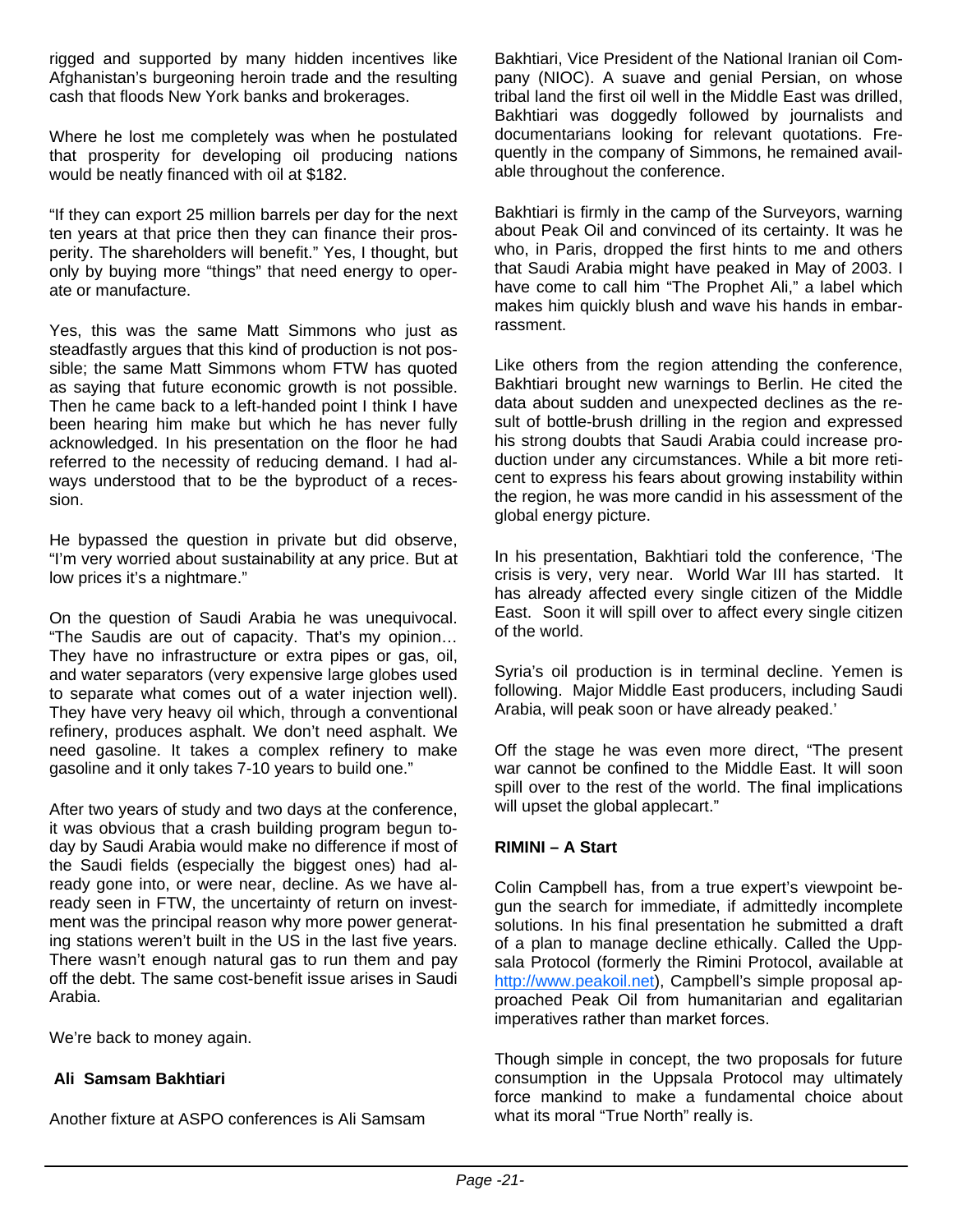rigged and supported by many hidden incentives like Afghanistan's burgeoning heroin trade and the resulting cash that floods New York banks and brokerages.

Where he lost me completely was when he postulated that prosperity for developing oil producing nations would be neatly financed with oil at $182.

"If they can export 25 million barrels per day for the next ten years at that price then they can finance their prosperity. The shareholders will benefit." Yes, I thought, but only by buying more "things" that need energy to operate or manufacture.

Yes, this was the same Matt Simmons who just as steadfastly argues that this kind of production is not possible; the same Matt Simmons whom FTW has quoted as saying that future economic growth is not possible. Then he came back to a left-handed point I think I have been hearing him make but which he has never fully acknowledged. In his presentation on the floor he had referred to the necessity of reducing demand. I had always understood that to be the byproduct of a recession.

He bypassed the question in private but did observe, "I'm very worried about sustainability at any price. But at low prices it's a nightmare."

On the question of Saudi Arabia he was unequivocal. "The Saudis are out of capacity. That's my opinion… They have no infrastructure or extra pipes or gas, oil, and water separators (very expensive large globes used to separate what comes out of a water injection well). They have very heavy oil which, through a conventional refinery, produces asphalt. We don't need asphalt. We need gasoline. It takes a complex refinery to make gasoline and it only takes 7-10 years to build one."

After two years of study and two days at the conference, it was obvious that a crash building program begun today by Saudi Arabia would make no difference if most of the Saudi fields (especially the biggest ones) had already gone into, or were near, decline. As we have already seen in FTW, the uncertainty of return on investment was the principal reason why more power generating stations weren't built in the US in the last five years. There wasn't enough natural gas to run them and pay off the debt. The same cost-benefit issue arises in Saudi Arabia.

We're back to money again.

**Ali Samsam Bakhtiari**

Another fixture at ASPO conferences is Ali Samsam Bakhtiari, Vice President of the National Iranian oil Company (NIOC). A suave and genial Persian, on whose tribal land the first oil well in the Middle East was drilled, Bakhtiari was doggedly followed by journalists and documentarians looking for relevant quotations. Frequently in the company of Simmons, he remained available throughout the conference.

Bakhtiari is firmly in the camp of the Surveyors, warning about Peak Oil and convinced of its certainty. It was he who, in Paris, dropped the first hints to me and others that Saudi Arabia might have peaked in May of 2003. I have come to call him "The Prophet Ali," a label which makes him quickly blush and wave his hands in embarrassment.

Like others from the region attending the conference, Bakhtiari brought new warnings to Berlin. He cited the data about sudden and unexpected declines as the result of bottle-brush drilling in the region and expressed his strong doubts that Saudi Arabia could increase production under any circumstances. While a bit more reticent to express his fears about growing instability within the region, he was more candid in his assessment of the global energy picture.

In his presentation, Bakhtiari told the conference, 'The crisis is very, very near. World War III has started. It has already affected every single citizen of the Middle East. Soon it will spill over to affect every single citizen of the world.

Syria's oil production is in terminal decline. Yemen is following. Major Middle East producers, including Saudi Arabia, will peak soon or have already peaked.'

Off the stage he was even more direct, "The present war cannot be confined to the Middle East. It will soon spill over to the rest of the world. The final implications will upset the global applecart."

**RIMINI – A Start**

Colin Campbell has, from a true expert's viewpoint begun the search for immediate, if admittedly incomplete solutions. In his final presentation he submitted a draft of a plan to manage decline ethically. Called the Uppsala Protocol (formerly the Rimini Protocol, available at http://www.peakoil.net), Campbell's simple proposal approached Peak Oil from humanitarian and egalitarian imperatives rather than market forces.

Though simple in concept, the two proposals for future consumption in the Uppsala Protocol may ultimately force mankind to make a fundamental choice about what its moral "True North" really is.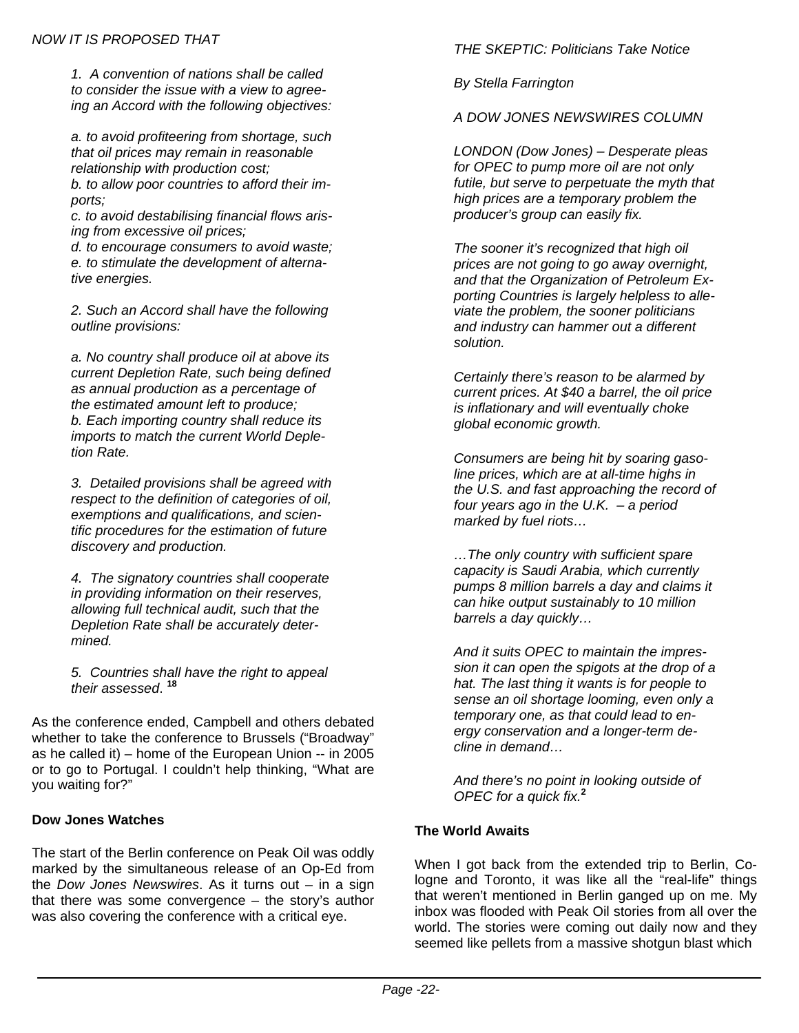*NOW IT IS PROPOSED THAT*

> *1. A convention of nations shall be called to consider the issue with a view to agreeing an Accord with the following objectives:*
>
> *a. to avoid profiteering from shortage, such that oil prices may remain in reasonable relationship with production cost;*
> *b. to allow poor countries to afford their imports;*
> *c. to avoid destabilising financial flows arising from excessive oil prices;*
> *d. to encourage consumers to avoid waste;*
> *e. to stimulate the development of alternative energies.*
>
> *2. Such an Accord shall have the following outline provisions:*
>
> *a. No country shall produce oil at above its current Depletion Rate, such being defined as annual production as a percentage of the estimated amount left to produce;*
> *b. Each importing country shall reduce its imports to match the current World Depletion Rate.*
>
> *3. Detailed provisions shall be agreed with respect to the definition of categories of oil, exemptions and qualifications, and scientific procedures for the estimation of future discovery and production.*
>
> *4. The signatory countries shall cooperate in providing information on their reserves, allowing full technical audit, such that the Depletion Rate shall be accurately determined.*
>
> *5. Countries shall have the right to appeal their assessed*. [18]

As the conference ended, Campbell and others debated whether to take the conference to Brussels ("Broadway" as he called it) – home of the European Union -- in 2005 or to go to Portugal. I couldn't help thinking, "What are you waiting for?"

**Dow Jones Watches**

The start of the Berlin conference on Peak Oil was oddly marked by the simultaneous release of an Op-Ed from the *Dow Jones Newswires*. As it turns out – in a sign that there was some convergence – the story's author was also covering the conference with a critical eye.

> *THE SKEPTIC: Politicians Take Notice*
>
> *By Stella Farrington*
>
> *A DOW JONES NEWSWIRES COLUMN*
>
> *LONDON (Dow Jones) – Desperate pleas for OPEC to pump more oil are not only futile, but serve to perpetuate the myth that high prices are a temporary problem the producer's group can easily fix.*
>
> *The sooner it's recognized that high oil prices are not going to go away overnight, and that the Organization of Petroleum Exporting Countries is largely helpless to alleviate the problem, the sooner politicians and industry can hammer out a different solution.*
>
> *Certainly there's reason to be alarmed by current prices. At $40 a barrel, the oil price is inflationary and will eventually choke global economic growth.*
>
> *Consumers are being hit by soaring gasoline prices, which are at all-time highs in the U.S. and fast approaching the record of four years ago in the U.K. – a period marked by fuel riots…*
>
> *…The only country with sufficient spare capacity is Saudi Arabia, which currently pumps 8 million barrels a day and claims it can hike output sustainably to 10 million barrels a day quickly…*
>
> *And it suits OPEC to maintain the impression it can open the spigots at the drop of a hat. The last thing it wants is for people to sense an oil shortage looming, even only a temporary one, as that could lead to energy conservation and a longer-term decline in demand…*
>
> *And there's no point in looking outside of OPEC for a quick fix.*[2]

**The World Awaits**

When I got back from the extended trip to Berlin, Cologne and Toronto, it was like all the "real-life" things that weren't mentioned in Berlin ganged up on me. My inbox was flooded with Peak Oil stories from all over the world. The stories were coming out daily now and they seemed like pellets from a massive shotgun blast which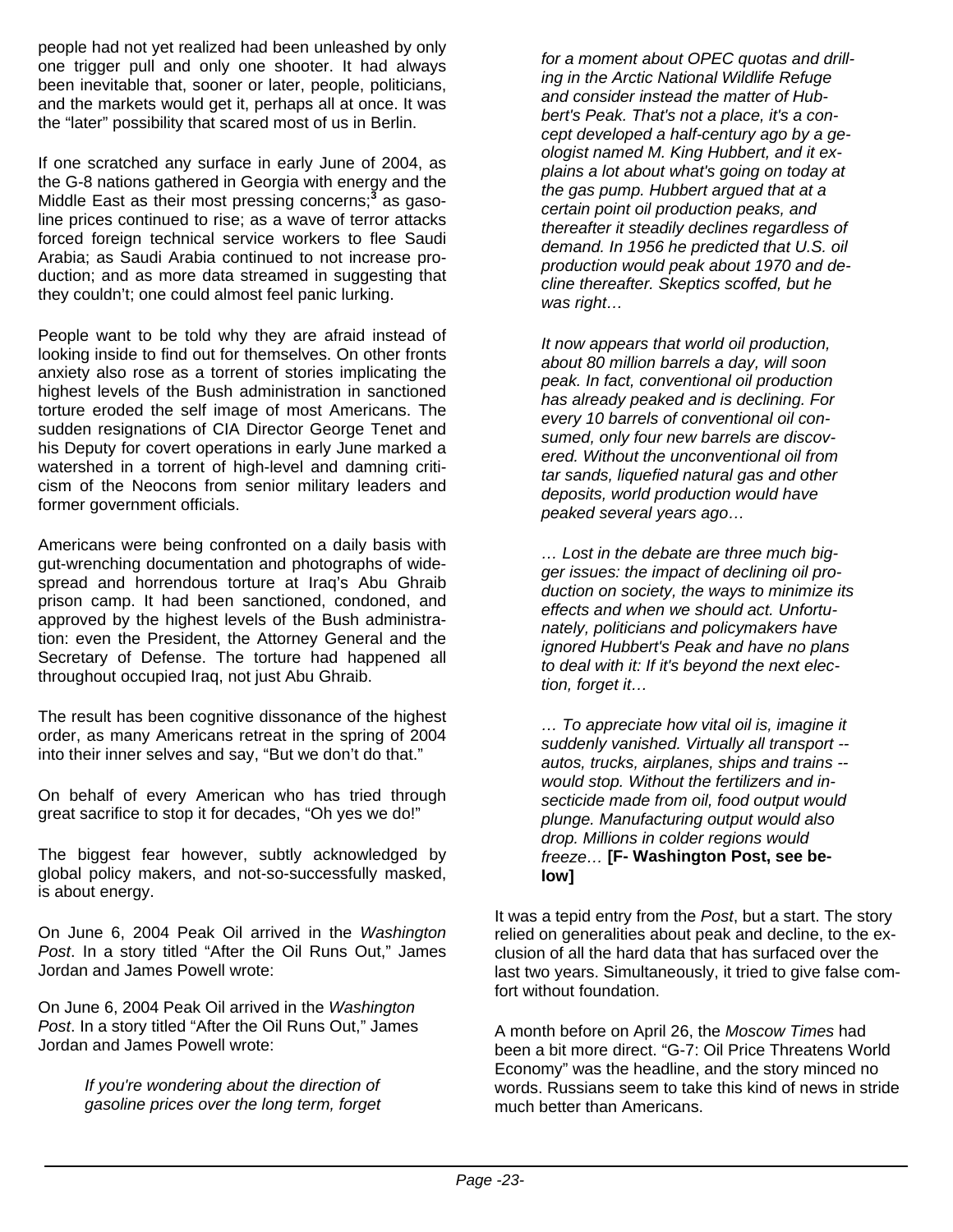people had not yet realized had been unleashed by only one trigger pull and only one shooter. It had always been inevitable that, sooner or later, people, politicians, and the markets would get it, perhaps all at once. It was the "later" possibility that scared most of us in Berlin.

If one scratched any surface in early June of 2004, as the G-8 nations gathered in Georgia with energy and the Middle East as their most pressing concerns;[3] as gasoline prices continued to rise; as a wave of terror attacks forced foreign technical service workers to flee Saudi Arabia; as Saudi Arabia continued to not increase production; and as more data streamed in suggesting that they couldn't; one could almost feel panic lurking.

People want to be told why they are afraid instead of looking inside to find out for themselves. On other fronts anxiety also rose as a torrent of stories implicating the highest levels of the Bush administration in sanctioned torture eroded the self image of most Americans. The sudden resignations of CIA Director George Tenet and his Deputy for covert operations in early June marked a watershed in a torrent of high-level and damning criticism of the Neocons from senior military leaders and former government officials.

Americans were being confronted on a daily basis with gut-wrenching documentation and photographs of widespread and horrendous torture at Iraq's Abu Ghraib prison camp. It had been sanctioned, condoned, and approved by the highest levels of the Bush administration: even the President, the Attorney General and the Secretary of Defense. The torture had happened all throughout occupied Iraq, not just Abu Ghraib.

The result has been cognitive dissonance of the highest order, as many Americans retreat in the spring of 2004 into their inner selves and say, "But we don't do that."

On behalf of every American who has tried through great sacrifice to stop it for decades, "Oh yes we do!"

The biggest fear however, subtly acknowledged by global policy makers, and not-so-successfully masked, is about energy.

On June 6, 2004 Peak Oil arrived in the *Washington Post*. In a story titled "After the Oil Runs Out," James Jordan and James Powell wrote:

On June 6, 2004 Peak Oil arrived in the *Washington Post*. In a story titled "After the Oil Runs Out," James Jordan and James Powell wrote:

> *If you're wondering about the direction of gasoline prices over the long term, forget for a moment about OPEC quotas and drilling in the Arctic National Wildlife Refuge and consider instead the matter of Hubbert's Peak. That's not a place, it's a concept developed a half-century ago by a geologist named M. King Hubbert, and it explains a lot about what's going on today at the gas pump. Hubbert argued that at a certain point oil production peaks, and thereafter it steadily declines regardless of demand. In 1956 he predicted that U.S. oil production would peak about 1970 and decline thereafter. Skeptics scoffed, but he was right…*
>
> *It now appears that world oil production, about 80 million barrels a day, will soon peak. In fact, conventional oil production has already peaked and is declining. For every 10 barrels of conventional oil consumed, only four new barrels are discovered. Without the unconventional oil from tar sands, liquefied natural gas and other deposits, world production would have peaked several years ago…*
>
> *… Lost in the debate are three much bigger issues: the impact of declining oil production on society, the ways to minimize its effects and when we should act. Unfortunately, politicians and policymakers have ignored Hubbert's Peak and have no plans to deal with it: If it's beyond the next election, forget it…*
>
> *… To appreciate how vital oil is, imagine it suddenly vanished. Virtually all transport -- autos, trucks, airplanes, ships and trains -- would stop. Without the fertilizers and insecticide made from oil, food output would plunge. Manufacturing output would also drop. Millions in colder regions would freeze…* **[F- Washington Post, see below]**

It was a tepid entry from the *Post*, but a start. The story relied on generalities about peak and decline, to the exclusion of all the hard data that has surfaced over the last two years. Simultaneously, it tried to give false comfort without foundation.

A month before on April 26, the *Moscow Times* had been a bit more direct. "G-7: Oil Price Threatens World Economy" was the headline, and the story minced no words. Russians seem to take this kind of news in stride much better than Americans.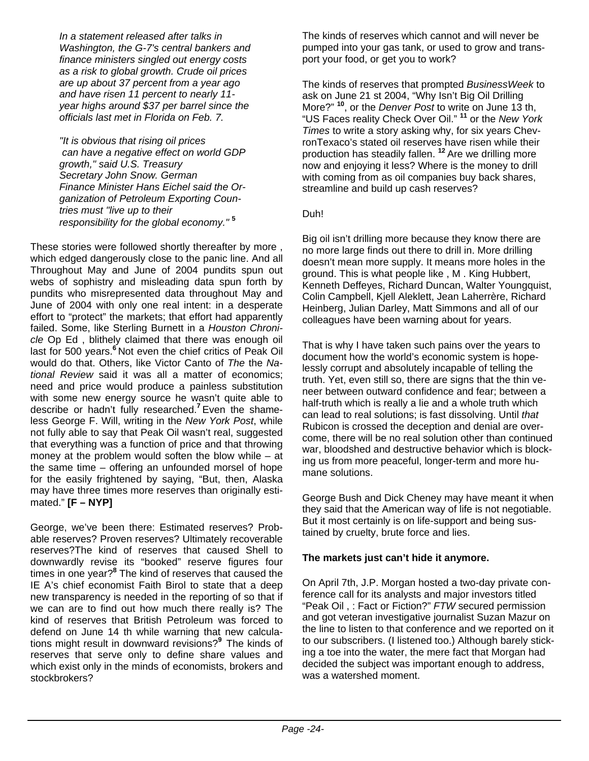*In a statement released after talks in Washington, the G-7's central bankers and finance ministers singled out energy costs as a risk to global growth. Crude oil prices are up about 37 percent from a year ago and have risen 11 percent to nearly 11-year highs around $37 per barrel since the officials last met in Florida on Feb. 7.*

*"It is obvious that rising oil prices can have a negative effect on world GDP growth," said U.S. Treasury Secretary John Snow. German Finance Minister Hans Eichel said the Organization of Petroleum Exporting Countries must "live up to their responsibility for the global economy."* [5]

These stories were followed shortly thereafter by more , which edged dangerously close to the panic line. And all Throughout May and June of 2004 pundits spun out webs of sophistry and misleading data spun forth by pundits who misrepresented data throughout May and June of 2004 with only one real intent: in a desperate effort to "protect" the markets; that effort had apparently failed. Some, like Sterling Burnett in a *Houston Chronicle* Op Ed , blithely claimed that there was enough oil last for 500 years.[6] Not even the chief critics of Peak Oil would do that. Others, like Victor Canto of *The* the *National Review* said it was all a matter of economics; need and price would produce a painless substitution with some new energy source he wasn't quite able to describe or hadn't fully researched.[7] Even the shameless George F. Will, writing in the *New York Post*, while not fully able to say that Peak Oil wasn't real, suggested that everything was a function of price and that throwing money at the problem would soften the blow while – at the same time – offering an unfounded morsel of hope for the easily frightened by saying, "But, then, Alaska may have three times more reserves than originally estimated." **[F – NYP]**

George, we've been there: Estimated reserves? Probable reserves? Proven reserves? Ultimately recoverable reserves?The kind of reserves that caused Shell to downwardly revise its "booked" reserve figures four times in one year?[8] The kind of reserves that caused the IE A's chief economist Faith Birol to state that a deep new transparency is needed in the reporting of so that if we can are to find out how much there really is? The kind of reserves that British Petroleum was forced to defend on June 14 th while warning that new calculations might result in downward revisions?[9] The kinds of reserves that serve only to define share values and which exist only in the minds of economists, brokers and stockbrokers?

The kinds of reserves which cannot and will never be pumped into your gas tank, or used to grow and transport your food, or get you to work?

The kinds of reserves that prompted *BusinessWeek* to ask on June 21 st 2004, "Why Isn't Big Oil Drilling More?" [10], or the *Denver Post* to write on June 13 th, "US Faces reality Check Over Oil." [11] or the *New York Times* to write a story asking why, for six years ChevronTexaco's stated oil reserves have risen while their production has steadily fallen. [12] Are we drilling more now and enjoying it less? Where is the money to drill with coming from as oil companies buy back shares, streamline and build up cash reserves?

Duh!

Big oil isn't drilling more because they know there are no more large finds out there to drill in. More drilling doesn't mean more supply. It means more holes in the ground. This is what people like , M . King Hubbert, Kenneth Deffeyes, Richard Duncan, Walter Youngquist, Colin Campbell, Kjell Aleklett, Jean Laherrère, Richard Heinberg, Julian Darley, Matt Simmons and all of our colleagues have been warning about for years.

That is why I have taken such pains over the years to document how the world's economic system is hopelessly corrupt and absolutely incapable of telling the truth. Yet, even still so, there are signs that the thin veneer between outward confidence and fear; between a half-truth which is really a lie and a whole truth which can lead to real solutions; is fast dissolving. Until *that* Rubicon is crossed the deception and denial are overcome, there will be no real solution other than continued war, bloodshed and destructive behavior which is blocking us from more peaceful, longer-term and more humane solutions.

George Bush and Dick Cheney may have meant it when they said that the American way of life is not negotiable. But it most certainly is on life-support and being sustained by cruelty, brute force and lies.

**The markets just can't hide it anymore.**

On April 7th, J.P. Morgan hosted a two-day private conference call for its analysts and major investors titled "Peak Oil , : Fact or Fiction?" *FTW* secured permission and got veteran investigative journalist Suzan Mazur on the line to listen to that conference and we reported on it to our subscribers. (I listened too.) Although barely sticking a toe into the water, the mere fact that Morgan had decided the subject was important enough to address, was a watershed moment.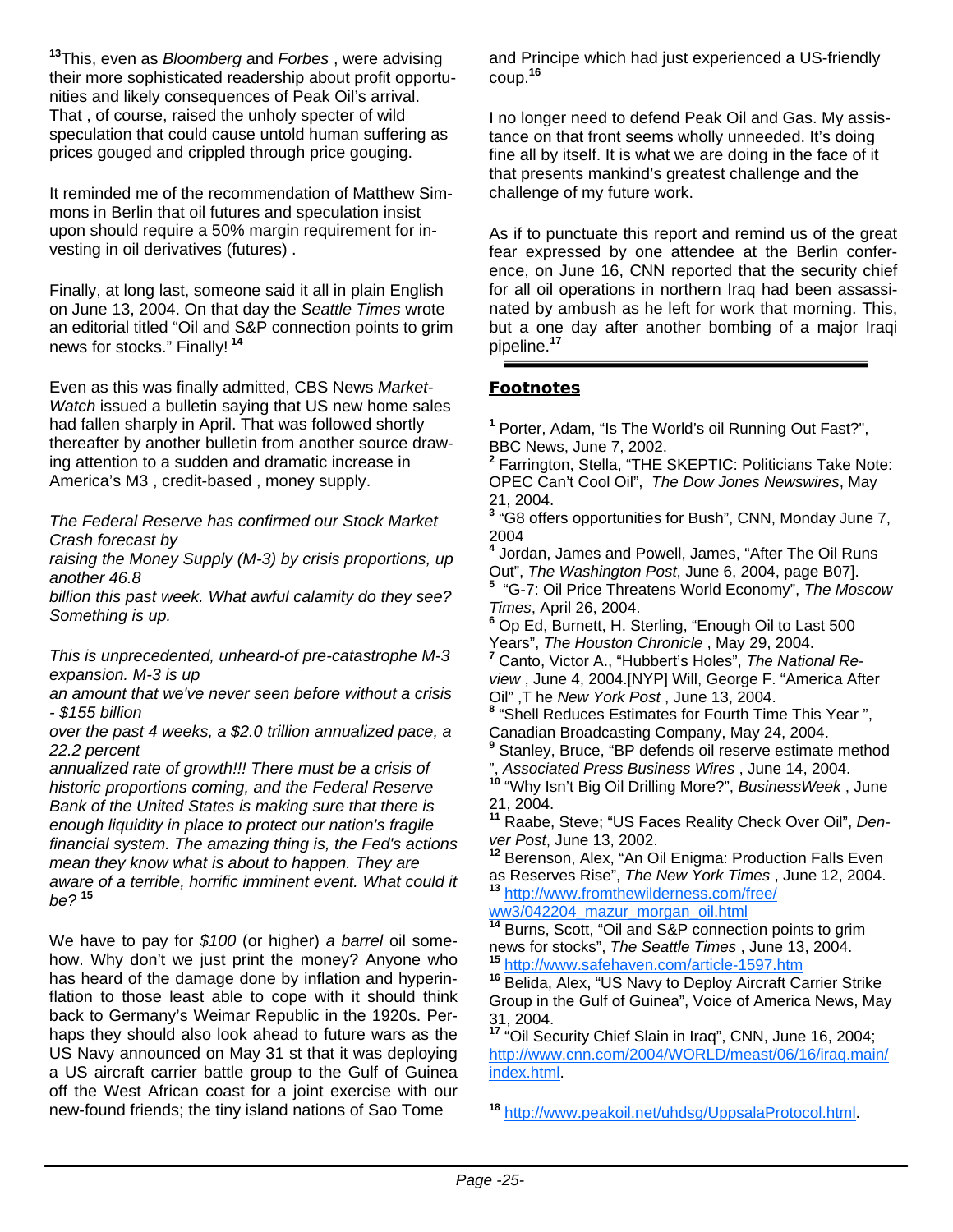[13]This, even as *Bloomberg* and *Forbes* , were advising their more sophisticated readership about profit opportunities and likely consequences of Peak Oil's arrival. That , of course, raised the unholy specter of wild speculation that could cause untold human suffering as prices gouged and crippled through price gouging.

It reminded me of the recommendation of Matthew Simmons in Berlin that oil futures and speculation insist upon should require a 50% margin requirement for investing in oil derivatives (futures) .

Finally, at long last, someone said it all in plain English on June 13, 2004. On that day the *Seattle Times* wrote an editorial titled "Oil and S&P connection points to grim news for stocks." Finally! [14]

Even as this was finally admitted, CBS News *MarketWatch* issued a bulletin saying that US new home sales had fallen sharply in April. That was followed shortly thereafter by another bulletin from another source drawing attention to a sudden and dramatic increase in America's M3 , credit-based , money supply.

*The Federal Reserve has confirmed our Stock Market Crash forecast by raising the Money Supply (M-3) by crisis proportions, up another 46.8 billion this past week. What awful calamity do they see? Something is up.*

*This is unprecedented, unheard-of pre-catastrophe M-3 expansion. M-3 is up an amount that we've never seen before without a crisis - $155 billion over the past 4 weeks, a $2.0 trillion annualized pace, a 22.2 percent annualized rate of growth!!! There must be a crisis of historic proportions coming, and the Federal Reserve Bank of the United States is making sure that there is enough liquidity in place to protect our nation's fragile financial system. The amazing thing is, the Fed's actions mean they know what is about to happen. They are aware of a terrible, horrific imminent event. What could it be?* [15]

We have to pay for *$100* (or higher) *a barrel* oil somehow. Why don't we just print the money? Anyone who has heard of the damage done by inflation and hyperinflation to those least able to cope with it should think back to Germany's Weimar Republic in the 1920s. Perhaps they should also look ahead to future wars as the US Navy announced on May 31 st that it was deploying a US aircraft carrier battle group to the Gulf of Guinea off the West African coast for a joint exercise with our new-found friends; the tiny island nations of Sao Tome and Principe which had just experienced a US-friendly coup.[16]

I no longer need to defend Peak Oil and Gas. My assistance on that front seems wholly unneeded. It's doing fine all by itself. It is what we are doing in the face of it that presents mankind's greatest challenge and the challenge of my future work.

As if to punctuate this report and remind us of the great fear expressed by one attendee at the Berlin conference, on June 16, CNN reported that the security chief for all oil operations in northern Iraq had been assassinated by ambush as he left for work that morning. This, but a one day after another bombing of a major Iraqi pipeline.[17]

## Footnotes

[1] Porter, Adam, "Is The World's oil Running Out Fast?", BBC News, June 7, 2002.

[2] Farrington, Stella, "THE SKEPTIC: Politicians Take Note: OPEC Can't Cool Oil", *The Dow Jones Newswires*, May 21, 2004.

[3] "G8 offers opportunities for Bush", CNN, Monday June 7, 2004

[4] Jordan, James and Powell, James, "After The Oil Runs Out", *The Washington Post*, June 6, 2004, page B07].

[5] "G-7: Oil Price Threatens World Economy", *The Moscow Times*, April 26, 2004.

[6] Op Ed, Burnett, H. Sterling, "Enough Oil to Last 500 Years", *The Houston Chronicle* , May 29, 2004.

[7] Canto, Victor A., "Hubbert's Holes", *The National Review* , June 4, 2004.[NYP] Will, George F. "America After Oil" ,T he *New York Post* , June 13, 2004.

[8] "Shell Reduces Estimates for Fourth Time This Year ", Canadian Broadcasting Company, May 24, 2004.

[9] Stanley, Bruce, "BP defends oil reserve estimate method ", *Associated Press Business Wires* , June 14, 2004.

[10] "Why Isn't Big Oil Drilling More?", *BusinessWeek* , June 21, 2004.

[11] Raabe, Steve; "US Faces Reality Check Over Oil", *Denver Post*, June 13, 2002.

[12] Berenson, Alex, "An Oil Enigma: Production Falls Even as Reserves Rise", *The New York Times* , June 12, 2004.

[13] http://www.fromthewilderness.com/free/ww3/042204_mazur_morgan_oil.html

[14] Burns, Scott, "Oil and S&P connection points to grim news for stocks", *The Seattle Times* , June 13, 2004.

[15] http://www.safehaven.com/article-1597.htm

[16] Belida, Alex, "US Navy to Deploy Aircraft Carrier Strike Group in the Gulf of Guinea", Voice of America News, May 31, 2004.

[17] "Oil Security Chief Slain in Iraq", CNN, June 16, 2004; http://www.cnn.com/2004/WORLD/meast/06/16/iraq.main/index.html.

[18] http://www.peakoil.net/uhdsg/UppsalaProtocol.html.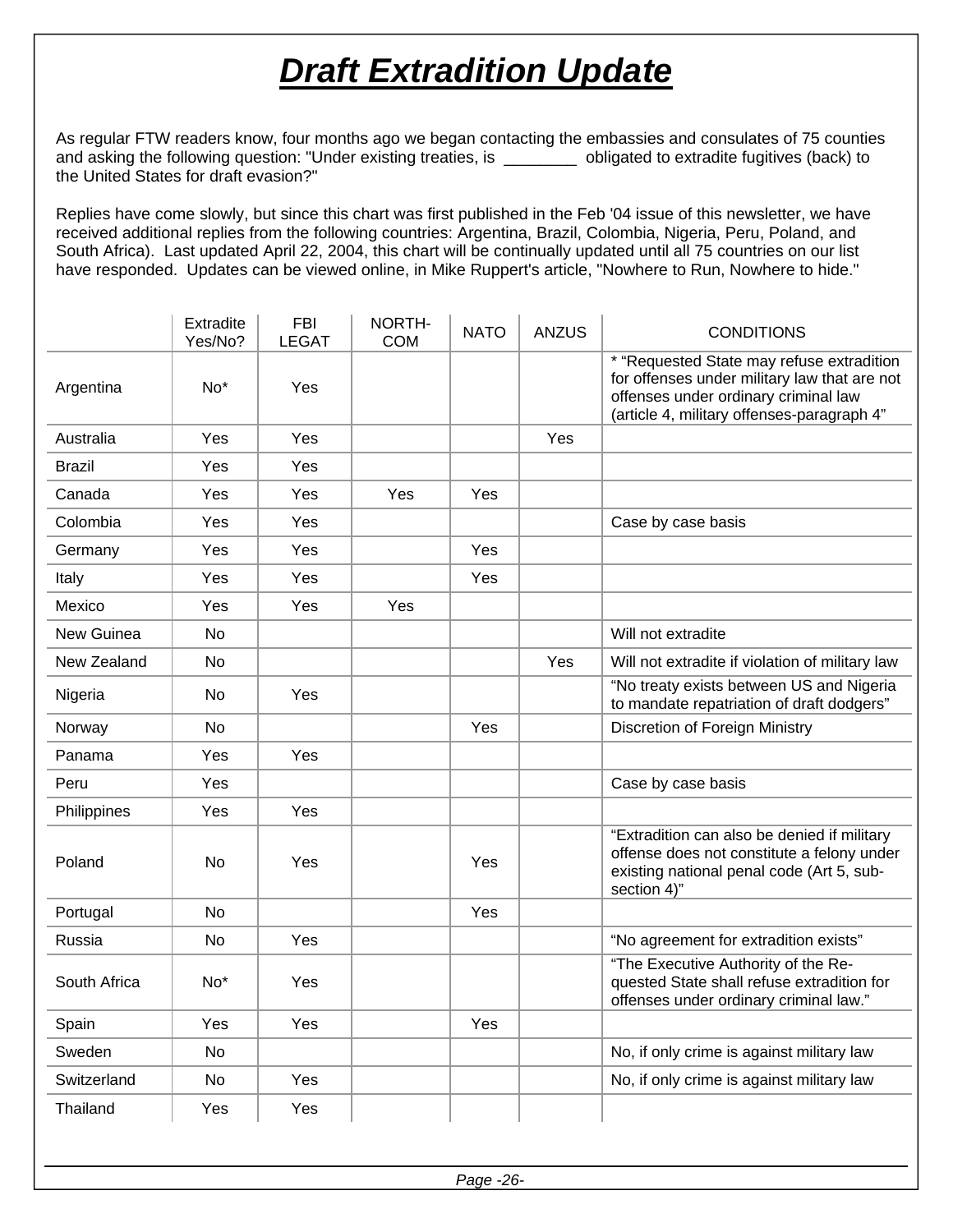# ***Draft Extradition Update***

As regular FTW readers know, four months ago we began contacting the embassies and consulates of 75 counties and asking the following question: "Under existing treaties, is ________ obligated to extradite fugitives (back) to the United States for draft evasion?"

Replies have come slowly, but since this chart was first published in the Feb '04 issue of this newsletter, we have received additional replies from the following countries: Argentina, Brazil, Colombia, Nigeria, Peru, Poland, and South Africa). Last updated April 22, 2004, this chart will be continually updated until all 75 countries on our list have responded. Updates can be viewed online, in Mike Ruppert's article, "Nowhere to Run, Nowhere to hide."

| | Extradite Yes/No? | FBI LEGAT | NORTH-COM | NATO | ANZUS | CONDITIONS |
|---|---|---|---|---|---|---|
| Argentina | No* | Yes | | | | * "Requested State may refuse extradition for offenses under military law that are not offenses under ordinary criminal law (article 4, military offenses-paragraph 4" |
| Australia | Yes | Yes | | | Yes | |
| Brazil | Yes | Yes | | | | |
| Canada | Yes | Yes | Yes | Yes | | |
| Colombia | Yes | Yes | | | | Case by case basis |
| Germany | Yes | Yes | | Yes | | |
| Italy | Yes | Yes | | Yes | | |
| Mexico | Yes | Yes | Yes | | | |
| New Guinea | No | | | | | Will not extradite |
| New Zealand | No | | | | Yes | Will not extradite if violation of military law |
| Nigeria | No | Yes | | | | "No treaty exists between US and Nigeria to mandate repatriation of draft dodgers" |
| Norway | No | | | Yes | | Discretion of Foreign Ministry |
| Panama | Yes | Yes | | | | |
| Peru | Yes | | | | | Case by case basis |
| Philippines | Yes | Yes | | | | |
| Poland | No | Yes | | Yes | | "Extradition can also be denied if military offense does not constitute a felony under existing national penal code (Art 5, sub-section 4)" |
| Portugal | No | | | Yes | | |
| Russia | No | Yes | | | | "No agreement for extradition exists" |
| South Africa | No* | Yes | | | | "The Executive Authority of the Requested State shall refuse extradition for offenses under ordinary criminal law." |
| Spain | Yes | Yes | | Yes | | |
| Sweden | No | | | | | No, if only crime is against military law |
| Switzerland | No | Yes | | | | No, if only crime is against military law |
| Thailand | Yes | Yes | | | | |